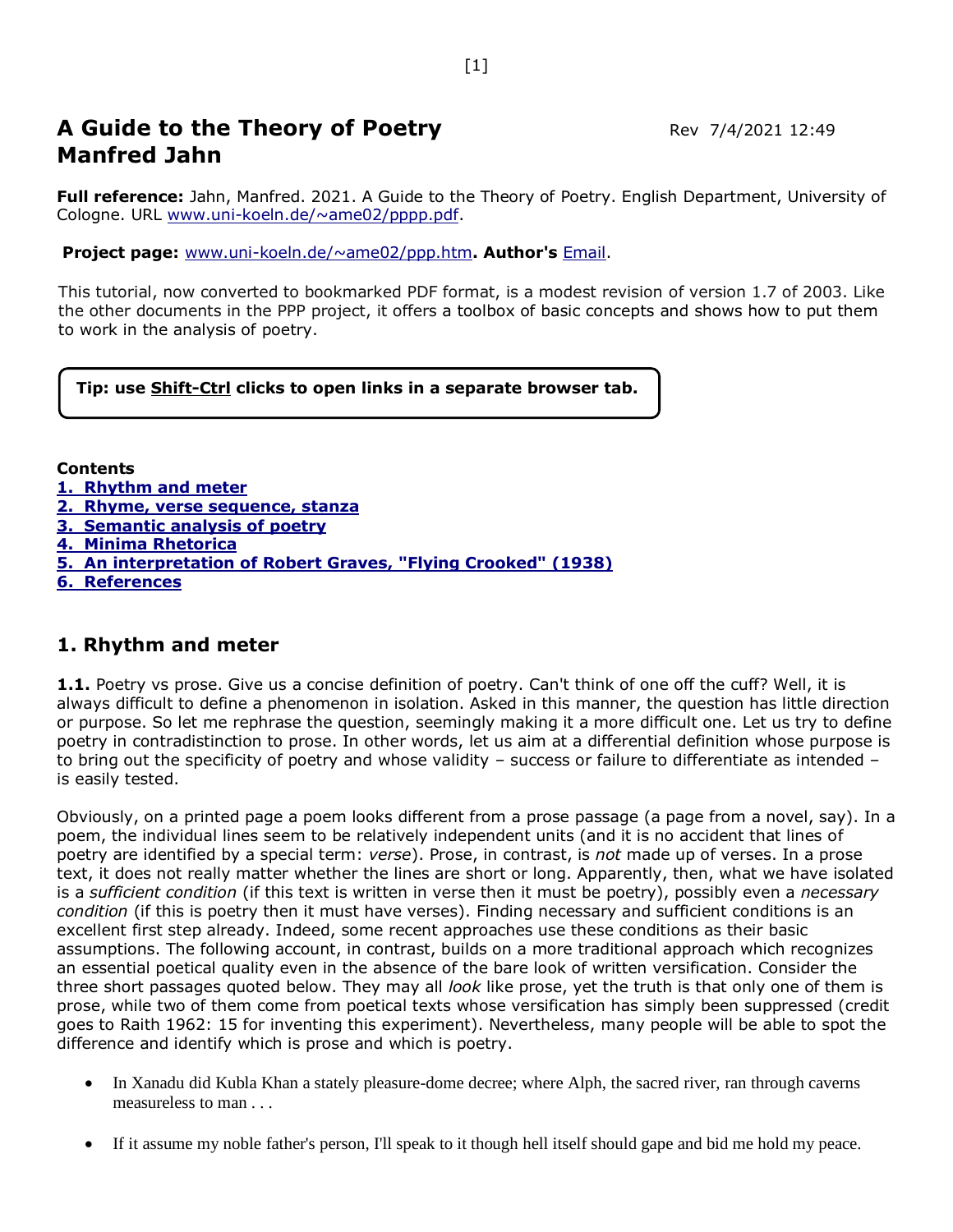# A Guide to the Theory of Poetry
# Manfred Jahn

Rev 7/4/2021 12:49

**Full reference:** Jahn, Manfred. 2021. A Guide to the Theory of Poetry. English Department, University of Cologne. URL www.uni-koeln.de/~ame02/pppp.pdf.

**Project page:** www.uni-koeln.de/~ame02/ppp.htm**. Author's** Email.

This tutorial, now converted to bookmarked PDF format, is a modest revision of version 1.7 of 2003. Like the other documents in the PPP project, it offers a toolbox of basic concepts and shows how to put them to work in the analysis of poetry.

**Tip: use Shift-Ctrl clicks to open links in a separate browser tab.**

**Contents**

1. Rhythm and meter
2. Rhyme, verse sequence, stanza
3. Semantic analysis of poetry
4. Minima Rhetorica
5. An interpretation of Robert Graves, "Flying Crooked" (1938)
6. References

## 1. Rhythm and meter

**1.1.** Poetry vs prose. Give us a concise definition of poetry. Can't think of one off the cuff? Well, it is always difficult to define a phenomenon in isolation. Asked in this manner, the question has little direction or purpose. So let me rephrase the question, seemingly making it a more difficult one. Let us try to define poetry in contradistinction to prose. In other words, let us aim at a differential definition whose purpose is to bring out the specificity of poetry and whose validity – success or failure to differentiate as intended – is easily tested.

Obviously, on a printed page a poem looks different from a prose passage (a page from a novel, say). In a poem, the individual lines seem to be relatively independent units (and it is no accident that lines of poetry are identified by a special term: *verse*). Prose, in contrast, is *not* made up of verses. In a prose text, it does not really matter whether the lines are short or long. Apparently, then, what we have isolated is a *sufficient condition* (if this text is written in verse then it must be poetry), possibly even a *necessary condition* (if this is poetry then it must have verses). Finding necessary and sufficient conditions is an excellent first step already. Indeed, some recent approaches use these conditions as their basic assumptions. The following account, in contrast, builds on a more traditional approach which recognizes an essential poetical quality even in the absence of the bare look of written versification. Consider the three short passages quoted below. They may all *look* like prose, yet the truth is that only one of them is prose, while two of them come from poetical texts whose versification has simply been suppressed (credit goes to Raith 1962: 15 for inventing this experiment). Nevertheless, many people will be able to spot the difference and identify which is prose and which is poetry.

- In Xanadu did Kubla Khan a stately pleasure-dome decree; where Alph, the sacred river, ran through caverns measureless to man . . .
- If it assume my noble father's person, I'll speak to it though hell itself should gape and bid me hold my peace.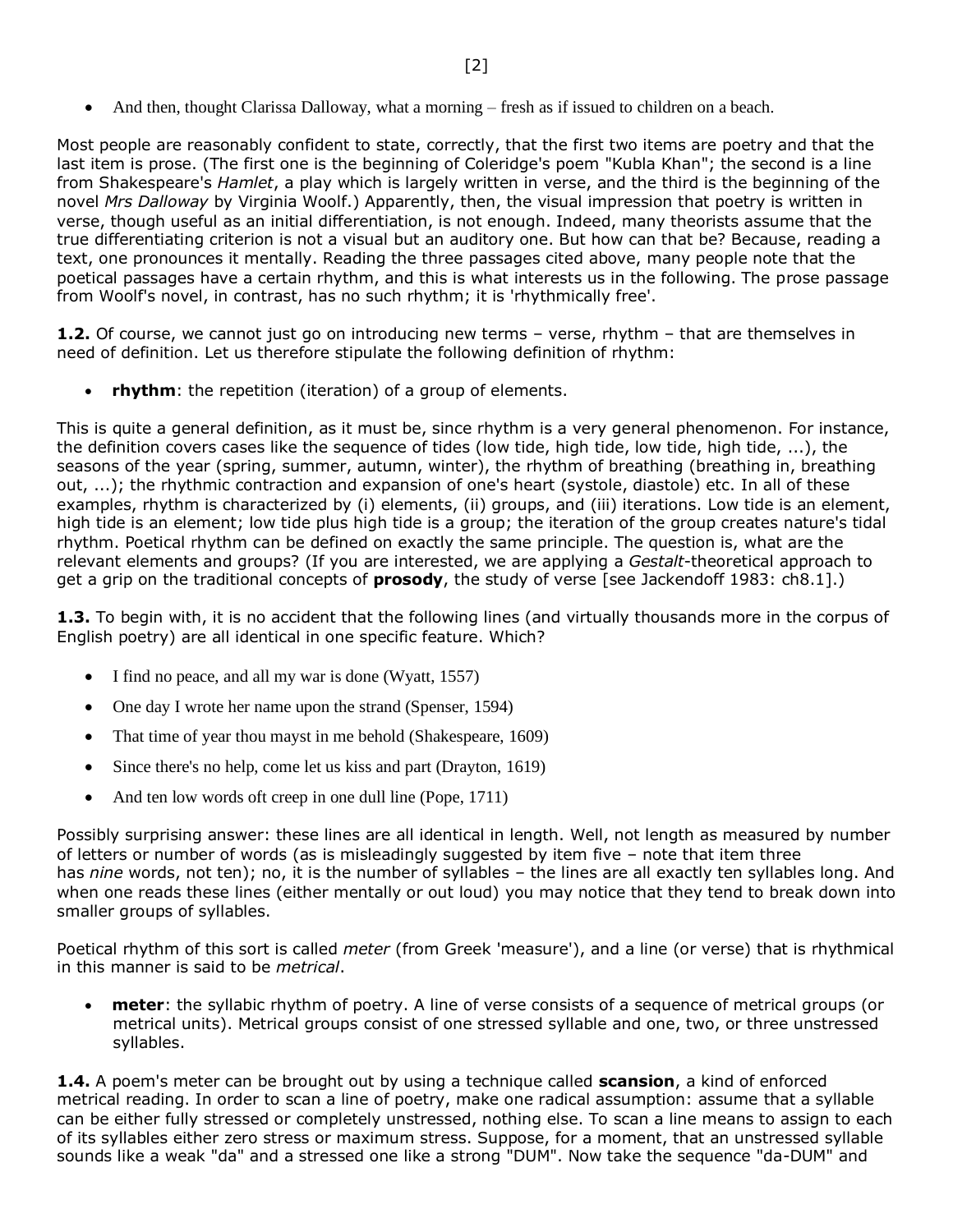- And then, thought Clarissa Dalloway, what a morning – fresh as if issued to children on a beach.

Most people are reasonably confident to state, correctly, that the first two items are poetry and that the last item is prose. (The first one is the beginning of Coleridge's poem "Kubla Khan"; the second is a line from Shakespeare's *Hamlet*, a play which is largely written in verse, and the third is the beginning of the novel *Mrs Dalloway* by Virginia Woolf.) Apparently, then, the visual impression that poetry is written in verse, though useful as an initial differentiation, is not enough. Indeed, many theorists assume that the true differentiating criterion is not a visual but an auditory one. But how can that be? Because, reading a text, one pronounces it mentally. Reading the three passages cited above, many people note that the poetical passages have a certain rhythm, and this is what interests us in the following. The prose passage from Woolf's novel, in contrast, has no such rhythm; it is 'rhythmically free'.

**1.2.** Of course, we cannot just go on introducing new terms – verse, rhythm – that are themselves in need of definition. Let us therefore stipulate the following definition of rhythm:

- **rhythm**: the repetition (iteration) of a group of elements.

This is quite a general definition, as it must be, since rhythm is a very general phenomenon. For instance, the definition covers cases like the sequence of tides (low tide, high tide, low tide, high tide, ...), the seasons of the year (spring, summer, autumn, winter), the rhythm of breathing (breathing in, breathing out, ...); the rhythmic contraction and expansion of one's heart (systole, diastole) etc. In all of these examples, rhythm is characterized by (i) elements, (ii) groups, and (iii) iterations. Low tide is an element, high tide is an element; low tide plus high tide is a group; the iteration of the group creates nature's tidal rhythm. Poetical rhythm can be defined on exactly the same principle. The question is, what are the relevant elements and groups? (If you are interested, we are applying a *Gestalt*-theoretical approach to get a grip on the traditional concepts of **prosody**, the study of verse [see Jackendoff 1983: ch8.1].)

**1.3.** To begin with, it is no accident that the following lines (and virtually thousands more in the corpus of English poetry) are all identical in one specific feature. Which?

- I find no peace, and all my war is done (Wyatt, 1557)
- One day I wrote her name upon the strand (Spenser, 1594)
- That time of year thou mayst in me behold (Shakespeare, 1609)
- Since there's no help, come let us kiss and part (Drayton, 1619)
- And ten low words oft creep in one dull line (Pope, 1711)

Possibly surprising answer: these lines are all identical in length. Well, not length as measured by number of letters or number of words (as is misleadingly suggested by item five – note that item three has *nine* words, not ten); no, it is the number of syllables – the lines are all exactly ten syllables long. And when one reads these lines (either mentally or out loud) you may notice that they tend to break down into smaller groups of syllables.

Poetical rhythm of this sort is called *meter* (from Greek 'measure'), and a line (or verse) that is rhythmical in this manner is said to be *metrical*.

- **meter**: the syllabic rhythm of poetry. A line of verse consists of a sequence of metrical groups (or metrical units). Metrical groups consist of one stressed syllable and one, two, or three unstressed syllables.

**1.4.** A poem's meter can be brought out by using a technique called **scansion**, a kind of enforced metrical reading. In order to scan a line of poetry, make one radical assumption: assume that a syllable can be either fully stressed or completely unstressed, nothing else. To scan a line means to assign to each of its syllables either zero stress or maximum stress. Suppose, for a moment, that an unstressed syllable sounds like a weak "da" and a stressed one like a strong "DUM". Now take the sequence "da-DUM" and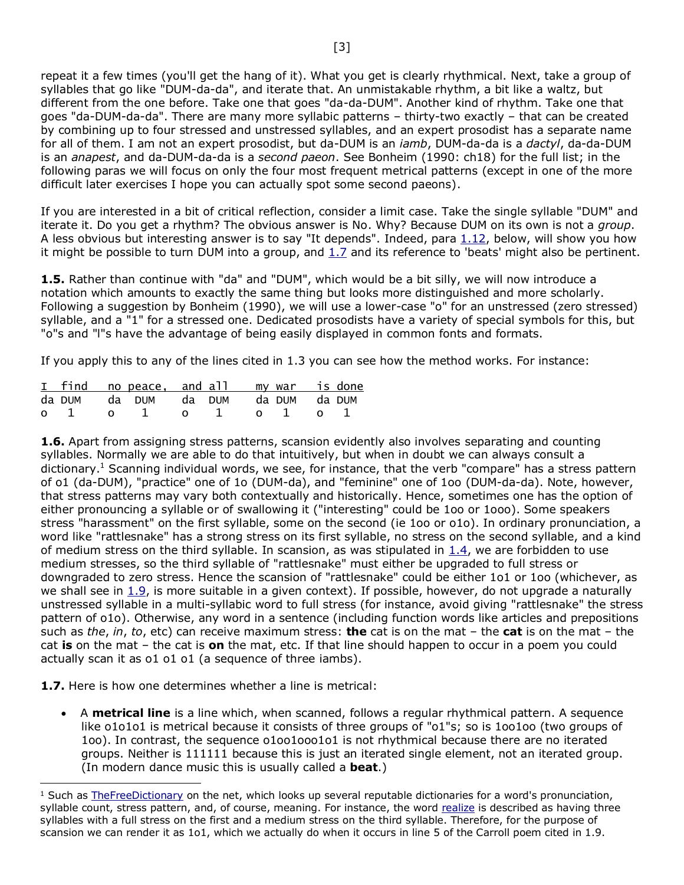repeat it a few times (you'll get the hang of it). What you get is clearly rhythmical. Next, take a group of syllables that go like "DUM-da-da", and iterate that. An unmistakable rhythm, a bit like a waltz, but different from the one before. Take one that goes "da-da-DUM". Another kind of rhythm. Take one that goes "da-DUM-da-da". There are many more syllabic patterns – thirty-two exactly – that can be created by combining up to four stressed and unstressed syllables, and an expert prosodist has a separate name for all of them. I am not an expert prosodist, but da-DUM is an *iamb*, DUM-da-da is a *dactyl*, da-da-DUM is an *anapest*, and da-DUM-da-da is a *second paeon*. See Bonheim (1990: ch18) for the full list; in the following paras we will focus on only the four most frequent metrical patterns (except in one of the more difficult later exercises I hope you can actually spot some second paeons).

If you are interested in a bit of critical reflection, consider a limit case. Take the single syllable "DUM" and iterate it. Do you get a rhythm? The obvious answer is No. Why? Because DUM on its own is not a *group*. A less obvious but interesting answer is to say "It depends". Indeed, para 1.12, below, will show you how it might be possible to turn DUM into a group, and 1.7 and its reference to 'beats' might also be pertinent.

**1.5.** Rather than continue with "da" and "DUM", which would be a bit silly, we will now introduce a notation which amounts to exactly the same thing but looks more distinguished and more scholarly. Following a suggestion by Bonheim (1990), we will use a lower-case "o" for an unstressed (zero stressed) syllable, and a "1" for a stressed one. Dedicated prosodists have a variety of special symbols for this, but "o"s and "l"s have the advantage of being easily displayed in common fonts and formats.

If you apply this to any of the lines cited in 1.3 you can see how the method works. For instance:

```
I find   no peace,  and all    my war   is done
da DUM   da  DUM    da  DUM    da DUM   da DUM
o  1     o   1      o   1      o  1     o  1
```

**1.6.** Apart from assigning stress patterns, scansion evidently also involves separating and counting syllables. Normally we are able to do that intuitively, but when in doubt we can always consult a dictionary.[1] Scanning individual words, we see, for instance, that the verb "compare" has a stress pattern of o1 (da-DUM), "practice" one of 1o (DUM-da), and "feminine" one of 1oo (DUM-da-da). Note, however, that stress patterns may vary both contextually and historically. Hence, sometimes one has the option of either pronouncing a syllable or of swallowing it ("interesting" could be 1oo or 1ooo). Some speakers stress "harassment" on the first syllable, some on the second (ie 1oo or o1o). In ordinary pronunciation, a word like "rattlesnake" has a strong stress on its first syllable, no stress on the second syllable, and a kind of medium stress on the third syllable. In scansion, as was stipulated in 1.4, we are forbidden to use medium stresses, so the third syllable of "rattlesnake" must either be upgraded to full stress or downgraded to zero stress. Hence the scansion of "rattlesnake" could be either 1o1 or 1oo (whichever, as we shall see in 1.9, is more suitable in a given context). If possible, however, do not upgrade a naturally unstressed syllable in a multi-syllabic word to full stress (for instance, avoid giving "rattlesnake" the stress pattern of o1o). Otherwise, any word in a sentence (including function words like articles and prepositions such as *the*, *in*, *to*, etc) can receive maximum stress: **the** cat is on the mat – the **cat** is on the mat – the cat **is** on the mat – the cat is **on** the mat, etc. If that line should happen to occur in a poem you could actually scan it as o1 o1 o1 (a sequence of three iambs).

**1.7.** Here is how one determines whether a line is metrical:

- A **metrical line** is a line which, when scanned, follows a regular rhythmical pattern. A sequence like o1o1o1 is metrical because it consists of three groups of "o1"s; so is 1oo1oo (two groups of 1oo). In contrast, the sequence o1oo1ooo1o1 is not rhythmical because there are no iterated groups. Neither is 111111 because this is just an iterated single element, not an iterated group. (In modern dance music this is usually called a **beat**.)

[1] Such as TheFreeDictionary on the net, which looks up several reputable dictionaries for a word's pronunciation, syllable count, stress pattern, and, of course, meaning. For instance, the word realize is described as having three syllables with a full stress on the first and a medium stress on the third syllable. Therefore, for the purpose of scansion we can render it as 1o1, which we actually do when it occurs in line 5 of the Carroll poem cited in 1.9.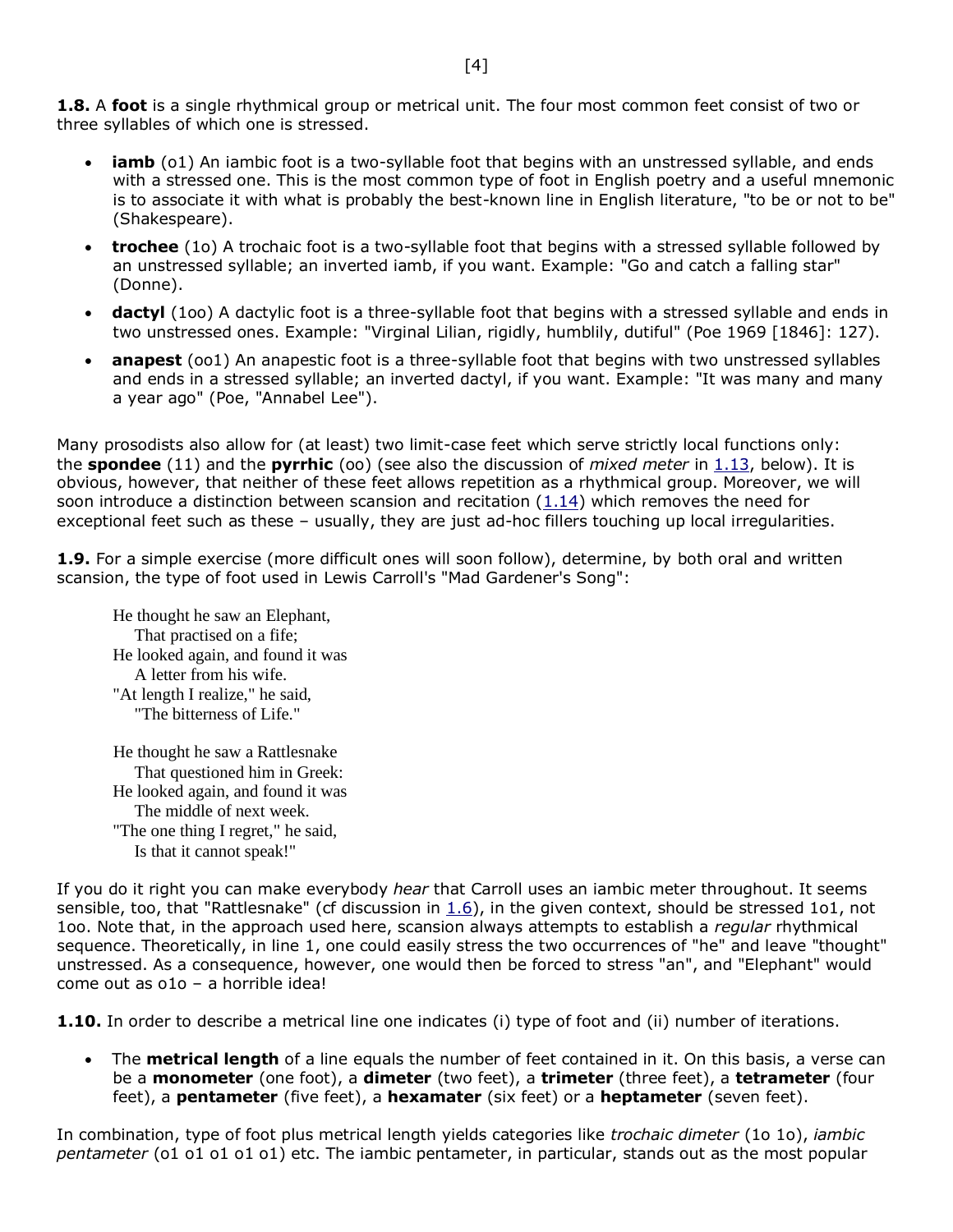**1.8.** A **foot** is a single rhythmical group or metrical unit. The four most common feet consist of two or three syllables of which one is stressed.

- **iamb** (o1) An iambic foot is a two-syllable foot that begins with an unstressed syllable, and ends with a stressed one. This is the most common type of foot in English poetry and a useful mnemonic is to associate it with what is probably the best-known line in English literature, "to be or not to be" (Shakespeare).
- **trochee** (1o) A trochaic foot is a two-syllable foot that begins with a stressed syllable followed by an unstressed syllable; an inverted iamb, if you want. Example: "Go and catch a falling star" (Donne).
- **dactyl** (1oo) A dactylic foot is a three-syllable foot that begins with a stressed syllable and ends in two unstressed ones. Example: "Virginal Lilian, rigidly, humblily, dutiful" (Poe 1969 [1846]: 127).
- **anapest** (oo1) An anapestic foot is a three-syllable foot that begins with two unstressed syllables and ends in a stressed syllable; an inverted dactyl, if you want. Example: "It was many and many a year ago" (Poe, "Annabel Lee").

Many prosodists also allow for (at least) two limit-case feet which serve strictly local functions only: the **spondee** (11) and the **pyrrhic** (oo) (see also the discussion of *mixed meter* in 1.13, below). It is obvious, however, that neither of these feet allows repetition as a rhythmical group. Moreover, we will soon introduce a distinction between scansion and recitation (1.14) which removes the need for exceptional feet such as these – usually, they are just ad-hoc fillers touching up local irregularities.

**1.9.** For a simple exercise (more difficult ones will soon follow), determine, by both oral and written scansion, the type of foot used in Lewis Carroll's "Mad Gardener's Song":

> He thought he saw an Elephant,
> That practised on a fife;
> He looked again, and found it was
> A letter from his wife.
> "At length I realize," he said,
> "The bitterness of Life."
>
> He thought he saw a Rattlesnake
> That questioned him in Greek:
> He looked again, and found it was
> The middle of next week.
> "The one thing I regret," he said,
> Is that it cannot speak!"

If you do it right you can make everybody *hear* that Carroll uses an iambic meter throughout. It seems sensible, too, that "Rattlesnake" (cf discussion in 1.6), in the given context, should be stressed 1o1, not 1oo. Note that, in the approach used here, scansion always attempts to establish a *regular* rhythmical sequence. Theoretically, in line 1, one could easily stress the two occurrences of "he" and leave "thought" unstressed. As a consequence, however, one would then be forced to stress "an", and "Elephant" would come out as o1o – a horrible idea!

**1.10.** In order to describe a metrical line one indicates (i) type of foot and (ii) number of iterations.

- The **metrical length** of a line equals the number of feet contained in it. On this basis, a verse can be a **monometer** (one foot), a **dimeter** (two feet), a **trimeter** (three feet), a **tetrameter** (four feet), a **pentameter** (five feet), a **hexamater** (six feet) or a **heptameter** (seven feet).

In combination, type of foot plus metrical length yields categories like *trochaic dimeter* (1o 1o), *iambic pentameter* (o1 o1 o1 o1 o1) etc. The iambic pentameter, in particular, stands out as the most popular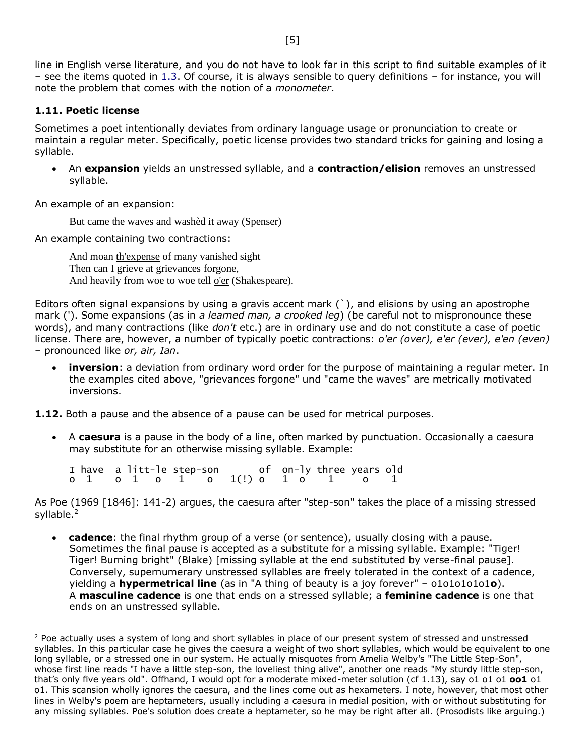line in English verse literature, and you do not have to look far in this script to find suitable examples of it – see the items quoted in 1.3. Of course, it is always sensible to query definitions – for instance, you will note the problem that comes with the notion of a *monometer*.

### 1.11. Poetic license

Sometimes a poet intentionally deviates from ordinary language usage or pronunciation to create or maintain a regular meter. Specifically, poetic license provides two standard tricks for gaining and losing a syllable.

- An **expansion** yields an unstressed syllable, and a **contraction/elision** removes an unstressed syllable.

An example of an expansion:

> But came the waves and <u>washèd</u> it away (Spenser)

An example containing two contractions:

> And moan <u>th'expense</u> of many vanished sight
> Then can I grieve at grievances forgone,
> And heavily from woe to woe tell <u>o'er</u> (Shakespeare).

Editors often signal expansions by using a gravis accent mark (`), and elisions by using an apostrophe mark ('). Some expansions (as in *a learned man, a crooked leg*) (be careful not to mispronounce these words), and many contractions (like *don't* etc.) are in ordinary use and do not constitute a case of poetic license. There are, however, a number of typically poetic contractions: *o'er (over), e'er (ever), e'en (even)* – pronounced like *or, air, Ian*.

- **inversion**: a deviation from ordinary word order for the purpose of maintaining a regular meter. In the examples cited above, "grievances forgone" und "came the waves" are metrically motivated inversions.

**1.12.** Both a pause and the absence of a pause can be used for metrical purposes.

- A **caesura** is a pause in the body of a line, often marked by punctuation. Occasionally a caesura may substitute for an otherwise missing syllable. Example:

```
I have  a litt-le step-son       of  on-ly three years old
o 1     o 1   o   1    o    1(!) o   1 o    1     o    1
```

As Poe (1969 [1846]: 141-2) argues, the caesura after "step-son" takes the place of a missing stressed syllable.[2]

- **cadence**: the final rhythm group of a verse (or sentence), usually closing with a pause. Sometimes the final pause is accepted as a substitute for a missing syllable. Example: "Tiger! Tiger! Burning bright" (Blake) [missing syllable at the end substituted by verse-final pause]. Conversely, supernumerary unstressed syllables are freely tolerated in the context of a cadence, yielding a **hypermetrical line** (as in "A thing of beauty is a joy forever" – o1o1o1o1o1**o**). A **masculine cadence** is one that ends on a stressed syllable; a **feminine cadence** is one that ends on an unstressed syllable.

---

[2] Poe actually uses a system of long and short syllables in place of our present system of stressed and unstressed syllables. In this particular case he gives the caesura a weight of two short syllables, which would be equivalent to one long syllable, or a stressed one in our system. He actually misquotes from Amelia Welby's "The Little Step-Son", whose first line reads "I have a little step-son, the loveliest thing alive", another one reads "My sturdy little step-son, that's only five years old". Offhand, I would opt for a moderate mixed-meter solution (cf 1.13), say o1 o1 o1 **oo1** o1 o1. This scansion wholly ignores the caesura, and the lines come out as hexameters. I note, however, that most other lines in Welby's poem are heptameters, usually including a caesura in medial position, with or without substituting for any missing syllables. Poe's solution does create a heptameter, so he may be right after all. (Prosodists like arguing.)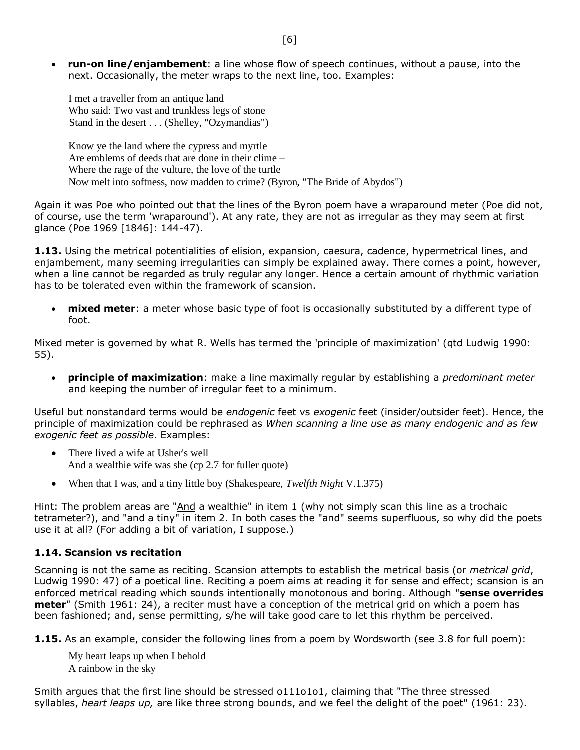- **run-on line/enjambement**: a line whose flow of speech continues, without a pause, into the next. Occasionally, the meter wraps to the next line, too. Examples:

  I met a traveller from an antique land
  Who said: Two vast and trunkless legs of stone
  Stand in the desert . . . (Shelley, "Ozymandias")

  Know ye the land where the cypress and myrtle
  Are emblems of deeds that are done in their clime –
  Where the rage of the vulture, the love of the turtle
  Now melt into softness, now madden to crime? (Byron, "The Bride of Abydos")

Again it was Poe who pointed out that the lines of the Byron poem have a wraparound meter (Poe did not, of course, use the term 'wraparound'). At any rate, they are not as irregular as they may seem at first glance (Poe 1969 [1846]: 144-47).

**1.13.** Using the metrical potentialities of elision, expansion, caesura, cadence, hypermetrical lines, and enjambement, many seeming irregularities can simply be explained away. There comes a point, however, when a line cannot be regarded as truly regular any longer. Hence a certain amount of rhythmic variation has to be tolerated even within the framework of scansion.

- **mixed meter**: a meter whose basic type of foot is occasionally substituted by a different type of foot.

Mixed meter is governed by what R. Wells has termed the 'principle of maximization' (qtd Ludwig 1990: 55).

- **principle of maximization**: make a line maximally regular by establishing a *predominant meter* and keeping the number of irregular feet to a minimum.

Useful but nonstandard terms would be *endogenic* feet vs *exogenic* feet (insider/outsider feet). Hence, the principle of maximization could be rephrased as *When scanning a line use as many endogenic and as few exogenic feet as possible*. Examples:

- There lived a wife at Usher's well
  And a wealthie wife was she (cp 2.7 for fuller quote)
- When that I was, and a tiny little boy (Shakespeare, *Twelfth Night* V.1.375)

Hint: The problem areas are "<u>And</u> a wealthie" in item 1 (why not simply scan this line as a trochaic tetrameter?), and "<u>and</u> a tiny" in item 2. In both cases the "and" seems superfluous, so why did the poets use it at all? (For adding a bit of variation, I suppose.)

### 1.14. Scansion vs recitation

Scanning is not the same as reciting. Scansion attempts to establish the metrical basis (or *metrical grid*, Ludwig 1990: 47) of a poetical line. Reciting a poem aims at reading it for sense and effect; scansion is an enforced metrical reading which sounds intentionally monotonous and boring. Although "**sense overrides meter**" (Smith 1961: 24), a reciter must have a conception of the metrical grid on which a poem has been fashioned; and, sense permitting, s/he will take good care to let this rhythm be perceived.

**1.15.** As an example, consider the following lines from a poem by Wordsworth (see 3.8 for full poem):

  My heart leaps up when I behold
  A rainbow in the sky

Smith argues that the first line should be stressed o111o1o1, claiming that "The three stressed syllables, *heart leaps up,* are like three strong bounds, and we feel the delight of the poet" (1961: 23).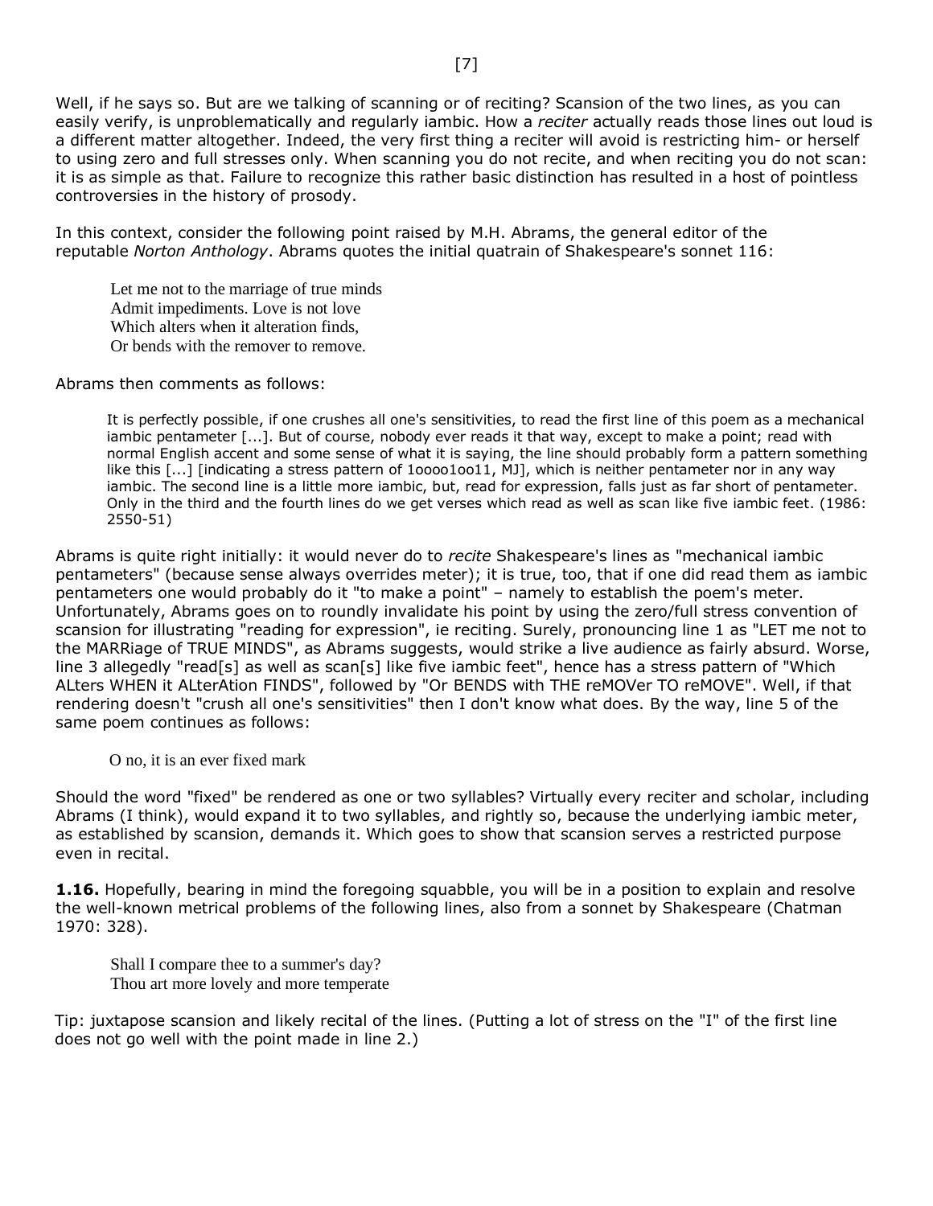Well, if he says so. But are we talking of scanning or of reciting? Scansion of the two lines, as you can easily verify, is unproblematically and regularly iambic. How a *reciter* actually reads those lines out loud is a different matter altogether. Indeed, the very first thing a reciter will avoid is restricting him- or herself to using zero and full stresses only. When scanning you do not recite, and when reciting you do not scan: it is as simple as that. Failure to recognize this rather basic distinction has resulted in a host of pointless controversies in the history of prosody.

In this context, consider the following point raised by M.H. Abrams, the general editor of the reputable *Norton Anthology*. Abrams quotes the initial quatrain of Shakespeare's sonnet 116:

> Let me not to the marriage of true minds
> Admit impediments. Love is not love
> Which alters when it alteration finds,
> Or bends with the remover to remove.

Abrams then comments as follows:

> It is perfectly possible, if one crushes all one's sensitivities, to read the first line of this poem as a mechanical iambic pentameter [...]. But of course, nobody ever reads it that way, except to make a point; read with normal English accent and some sense of what it is saying, the line should probably form a pattern something like this [...] [indicating a stress pattern of 1oooo1oo11, MJ], which is neither pentameter nor in any way iambic. The second line is a little more iambic, but, read for expression, falls just as far short of pentameter. Only in the third and the fourth lines do we get verses which read as well as scan like five iambic feet. (1986: 2550-51)

Abrams is quite right initially: it would never do to *recite* Shakespeare's lines as "mechanical iambic pentameters" (because sense always overrides meter); it is true, too, that if one did read them as iambic pentameters one would probably do it "to make a point" – namely to establish the poem's meter. Unfortunately, Abrams goes on to roundly invalidate his point by using the zero/full stress convention of scansion for illustrating "reading for expression", ie reciting. Surely, pronouncing line 1 as "LET me not to the MARRiage of TRUE MINDS", as Abrams suggests, would strike a live audience as fairly absurd. Worse, line 3 allegedly "read[s] as well as scan[s] like five iambic feet", hence has a stress pattern of "Which ALters WHEN it ALterAtion FINDS", followed by "Or BENDS with THE reMOVer TO reMOVE". Well, if that rendering doesn't "crush all one's sensitivities" then I don't know what does. By the way, line 5 of the same poem continues as follows:

> O no, it is an ever fixed mark

Should the word "fixed" be rendered as one or two syllables? Virtually every reciter and scholar, including Abrams (I think), would expand it to two syllables, and rightly so, because the underlying iambic meter, as established by scansion, demands it. Which goes to show that scansion serves a restricted purpose even in recital.

**1.16.** Hopefully, bearing in mind the foregoing squabble, you will be in a position to explain and resolve the well-known metrical problems of the following lines, also from a sonnet by Shakespeare (Chatman 1970: 328).

> Shall I compare thee to a summer's day?
> Thou art more lovely and more temperate

Tip: juxtapose scansion and likely recital of the lines. (Putting a lot of stress on the "I" of the first line does not go well with the point made in line 2.)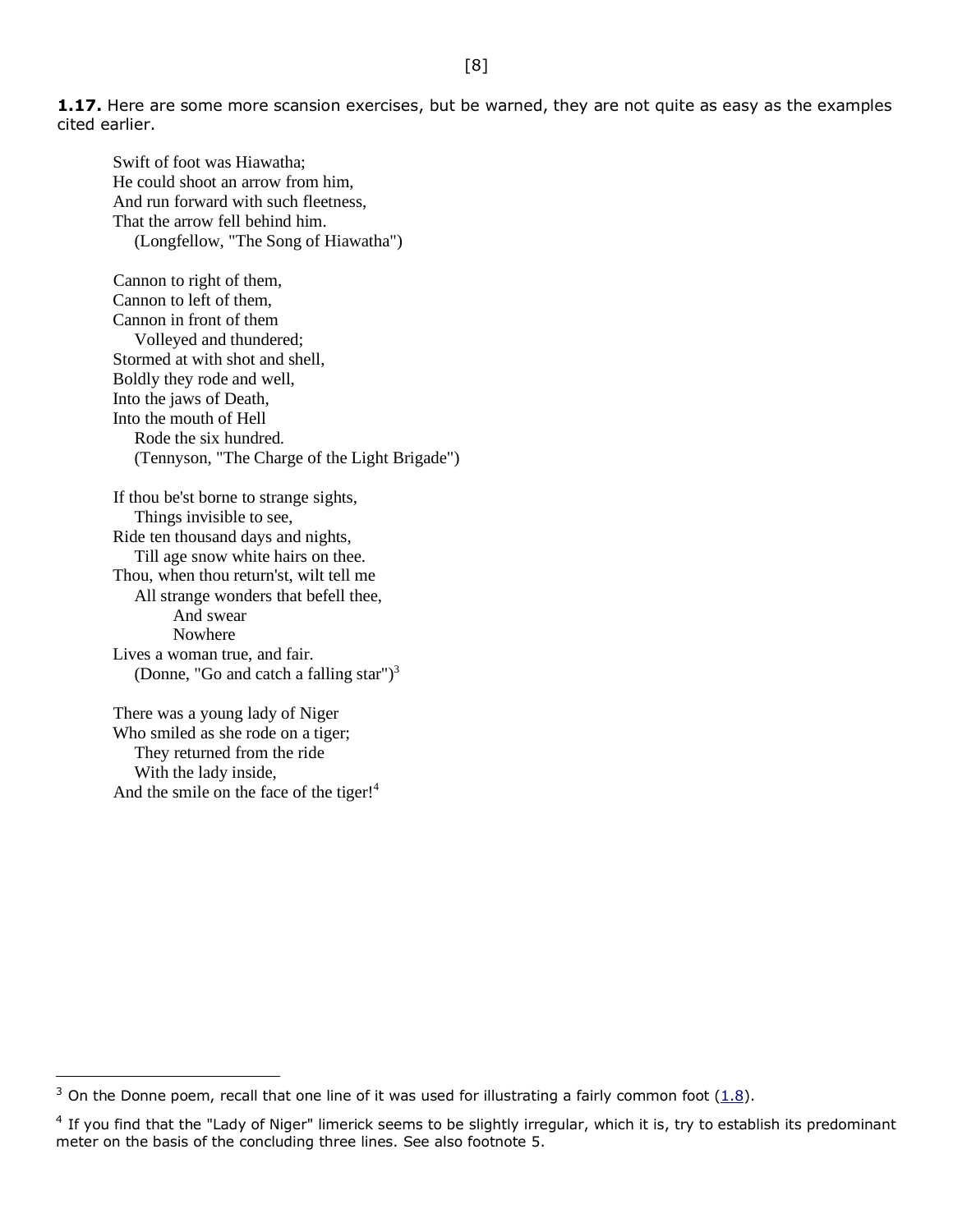**1.17.** Here are some more scansion exercises, but be warned, they are not quite as easy as the examples cited earlier.

> Swift of foot was Hiawatha;  
> He could shoot an arrow from him,  
> And run forward with such fleetness,  
> That the arrow fell behind him.  
> &nbsp;&nbsp;&nbsp;&nbsp;(Longfellow, "The Song of Hiawatha")

> Cannon to right of them,  
> Cannon to left of them,  
> Cannon in front of them  
> &nbsp;&nbsp;&nbsp;&nbsp;Volleyed and thundered;  
> Stormed at with shot and shell,  
> Boldly they rode and well,  
> Into the jaws of Death,  
> Into the mouth of Hell  
> &nbsp;&nbsp;&nbsp;&nbsp;Rode the six hundred.  
> &nbsp;&nbsp;&nbsp;&nbsp;(Tennyson, "The Charge of the Light Brigade")

> If thou be'st borne to strange sights,  
> &nbsp;&nbsp;&nbsp;&nbsp;Things invisible to see,  
> Ride ten thousand days and nights,  
> &nbsp;&nbsp;&nbsp;&nbsp;Till age snow white hairs on thee.  
> Thou, when thou return'st, wilt tell me  
> &nbsp;&nbsp;&nbsp;&nbsp;All strange wonders that befell thee,  
> &nbsp;&nbsp;&nbsp;&nbsp;&nbsp;&nbsp;&nbsp;&nbsp;And swear  
> &nbsp;&nbsp;&nbsp;&nbsp;&nbsp;&nbsp;&nbsp;&nbsp;Nowhere  
> Lives a woman true, and fair.  
> &nbsp;&nbsp;&nbsp;&nbsp;(Donne, "Go and catch a falling star")[3]

> There was a young lady of Niger  
> Who smiled as she rode on a tiger;  
> &nbsp;&nbsp;&nbsp;&nbsp;They returned from the ride  
> &nbsp;&nbsp;&nbsp;&nbsp;With the lady inside,  
> And the smile on the face of the tiger![4]

---

[3] On the Donne poem, recall that one line of it was used for illustrating a fairly common foot (1.8).

[4] If you find that the "Lady of Niger" limerick seems to be slightly irregular, which it is, try to establish its predominant meter on the basis of the concluding three lines. See also footnote 5.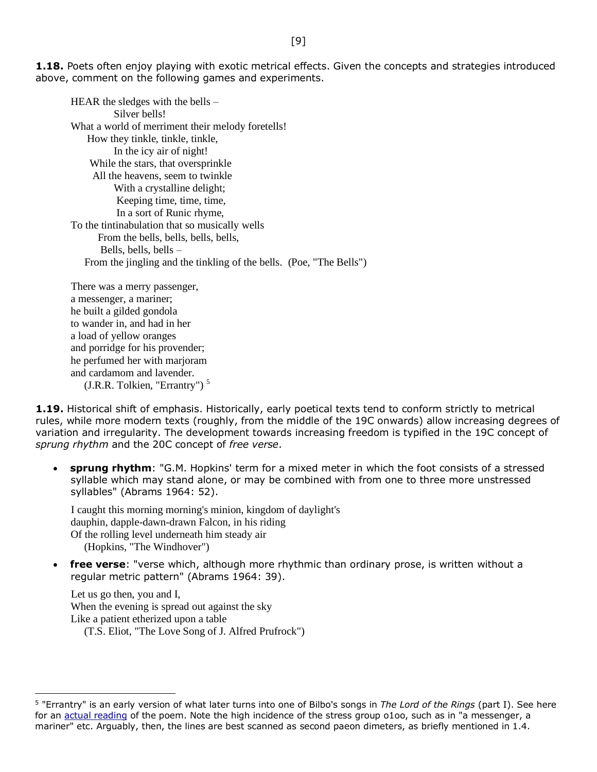**1.18.** Poets often enjoy playing with exotic metrical effects. Given the concepts and strategies introduced above, comment on the following games and experiments.

> HEAR the sledges with the bells –
> Silver bells!
> What a world of merriment their melody foretells!
> How they tinkle, tinkle, tinkle,
> In the icy air of night!
> While the stars, that oversprinkle
> All the heavens, seem to twinkle
> With a crystalline delight;
> Keeping time, time, time,
> In a sort of Runic rhyme,
> To the tintinabulation that so musically wells
> From the bells, bells, bells, bells,
> Bells, bells, bells –
> From the jingling and the tinkling of the bells. (Poe, "The Bells")

> There was a merry passenger,
> a messenger, a mariner;
> he built a gilded gondola
> to wander in, and had in her
> a load of yellow oranges
> and porridge for his provender;
> he perfumed her with marjoram
> and cardamom and lavender.
> (J.R.R. Tolkien, "Errantry") [5]

**1.19.** Historical shift of emphasis. Historically, early poetical texts tend to conform strictly to metrical rules, while more modern texts (roughly, from the middle of the 19C onwards) allow increasing degrees of variation and irregularity. The development towards increasing freedom is typified in the 19C concept of *sprung rhythm* and the 20C concept of *free verse*.

- **sprung rhythm**: "G.M. Hopkins' term for a mixed meter in which the foot consists of a stressed syllable which may stand alone, or may be combined with from one to three more unstressed syllables" (Abrams 1964: 52).

  > I caught this morning morning's minion, kingdom of daylight's
  > dauphin, dapple-dawn-drawn Falcon, in his riding
  > Of the rolling level underneath him steady air
  > (Hopkins, "The Windhover")

- **free verse**: "verse which, although more rhythmic than ordinary prose, is written without a regular metric pattern" (Abrams 1964: 39).

  > Let us go then, you and I,
  > When the evening is spread out against the sky
  > Like a patient etherized upon a table
  > (T.S. Eliot, "The Love Song of J. Alfred Prufrock")

---

[5] "Errantry" is an early version of what later turns into one of Bilbo's songs in *The Lord of the Rings* (part I). See here for an actual reading of the poem. Note the high incidence of the stress group o1oo, such as in "a messenger, a mariner" etc. Arguably, then, the lines are best scanned as second paeon dimeters, as briefly mentioned in 1.4.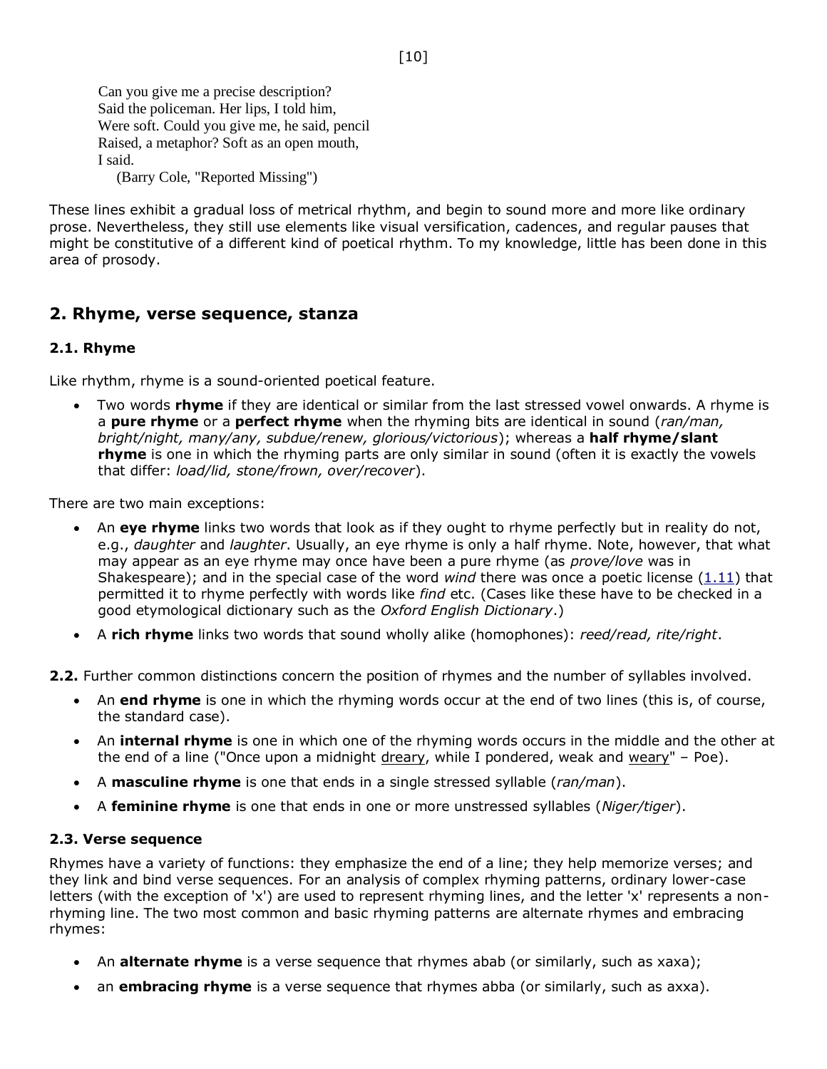> Can you give me a precise description?
> Said the policeman. Her lips, I told him,
> Were soft. Could you give me, he said, pencil
> Raised, a metaphor? Soft as an open mouth,
> I said.
> (Barry Cole, "Reported Missing")

These lines exhibit a gradual loss of metrical rhythm, and begin to sound more and more like ordinary prose. Nevertheless, they still use elements like visual versification, cadences, and regular pauses that might be constitutive of a different kind of poetical rhythm. To my knowledge, little has been done in this area of prosody.

## 2. Rhyme, verse sequence, stanza

### 2.1. Rhyme

Like rhythm, rhyme is a sound-oriented poetical feature.

- Two words **rhyme** if they are identical or similar from the last stressed vowel onwards. A rhyme is a **pure rhyme** or a **perfect rhyme** when the rhyming bits are identical in sound (*ran/man, bright/night, many/any, subdue/renew, glorious/victorious*); whereas a **half rhyme/slant rhyme** is one in which the rhyming parts are only similar in sound (often it is exactly the vowels that differ: *load/lid, stone/frown, over/recover*).

There are two main exceptions:

- An **eye rhyme** links two words that look as if they ought to rhyme perfectly but in reality do not, e.g., *daughter* and *laughter*. Usually, an eye rhyme is only a half rhyme. Note, however, that what may appear as an eye rhyme may once have been a pure rhyme (as *prove/love* was in Shakespeare); and in the special case of the word *wind* there was once a poetic license (1.11) that permitted it to rhyme perfectly with words like *find* etc. (Cases like these have to be checked in a good etymological dictionary such as the *Oxford English Dictionary*.)
- A **rich rhyme** links two words that sound wholly alike (homophones): *reed/read, rite/right*.

**2.2.** Further common distinctions concern the position of rhymes and the number of syllables involved.

- An **end rhyme** is one in which the rhyming words occur at the end of two lines (this is, of course, the standard case).
- An **internal rhyme** is one in which one of the rhyming words occurs in the middle and the other at the end of a line ("Once upon a midnight dreary, while I pondered, weak and weary" – Poe).
- A **masculine rhyme** is one that ends in a single stressed syllable (*ran/man*).
- A **feminine rhyme** is one that ends in one or more unstressed syllables (*Niger/tiger*).

### 2.3. Verse sequence

Rhymes have a variety of functions: they emphasize the end of a line; they help memorize verses; and they link and bind verse sequences. For an analysis of complex rhyming patterns, ordinary lower-case letters (with the exception of 'x') are used to represent rhyming lines, and the letter 'x' represents a non-rhyming line. The two most common and basic rhyming patterns are alternate rhymes and embracing rhymes:

- An **alternate rhyme** is a verse sequence that rhymes abab (or similarly, such as xaxa);
- an **embracing rhyme** is a verse sequence that rhymes abba (or similarly, such as axxa).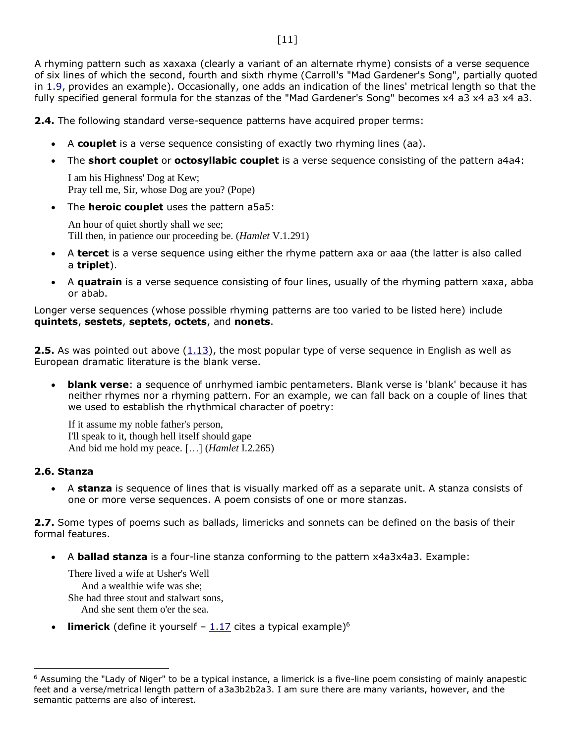A rhyming pattern such as xaxaxa (clearly a variant of an alternate rhyme) consists of a verse sequence of six lines of which the second, fourth and sixth rhyme (Carroll's "Mad Gardener's Song", partially quoted in 1.9, provides an example). Occasionally, one adds an indication of the lines' metrical length so that the fully specified general formula for the stanzas of the "Mad Gardener's Song" becomes x4 a3 x4 a3 x4 a3.

**2.4.** The following standard verse-sequence patterns have acquired proper terms:

- A **couplet** is a verse sequence consisting of exactly two rhyming lines (aa).
- The **short couplet** or **octosyllabic couplet** is a verse sequence consisting of the pattern a4a4:

  I am his Highness' Dog at Kew;
  Pray tell me, Sir, whose Dog are you? (Pope)

- The **heroic couplet** uses the pattern a5a5:

  An hour of quiet shortly shall we see;
  Till then, in patience our proceeding be. (*Hamlet* V.1.291)

- A **tercet** is a verse sequence using either the rhyme pattern axa or aaa (the latter is also called a **triplet**).
- A **quatrain** is a verse sequence consisting of four lines, usually of the rhyming pattern xaxa, abba or abab.

Longer verse sequences (whose possible rhyming patterns are too varied to be listed here) include **quintets**, **sestets**, **septets**, **octets**, and **nonets**.

**2.5.** As was pointed out above (1.13), the most popular type of verse sequence in English as well as European dramatic literature is the blank verse.

- **blank verse**: a sequence of unrhymed iambic pentameters. Blank verse is 'blank' because it has neither rhymes nor a rhyming pattern. For an example, we can fall back on a couple of lines that we used to establish the rhythmical character of poetry:

  If it assume my noble father's person,
  I'll speak to it, though hell itself should gape
  And bid me hold my peace. […] (*Hamlet* I.2.265)

### 2.6. Stanza

- A **stanza** is sequence of lines that is visually marked off as a separate unit. A stanza consists of one or more verse sequences. A poem consists of one or more stanzas.

**2.7.** Some types of poems such as ballads, limericks and sonnets can be defined on the basis of their formal features.

- A **ballad stanza** is a four-line stanza conforming to the pattern x4a3x4a3. Example:

  There lived a wife at Usher's Well
  &nbsp;&nbsp;&nbsp;&nbsp;And a wealthie wife was she;
  She had three stout and stalwart sons,
  &nbsp;&nbsp;&nbsp;&nbsp;And she sent them o'er the sea.

- **limerick** (define it yourself – 1.17 cites a typical example)[6]

[6] Assuming the "Lady of Niger" to be a typical instance, a limerick is a five-line poem consisting of mainly anapestic feet and a verse/metrical length pattern of a3a3b2b2a3. I am sure there are many variants, however, and the semantic patterns are also of interest.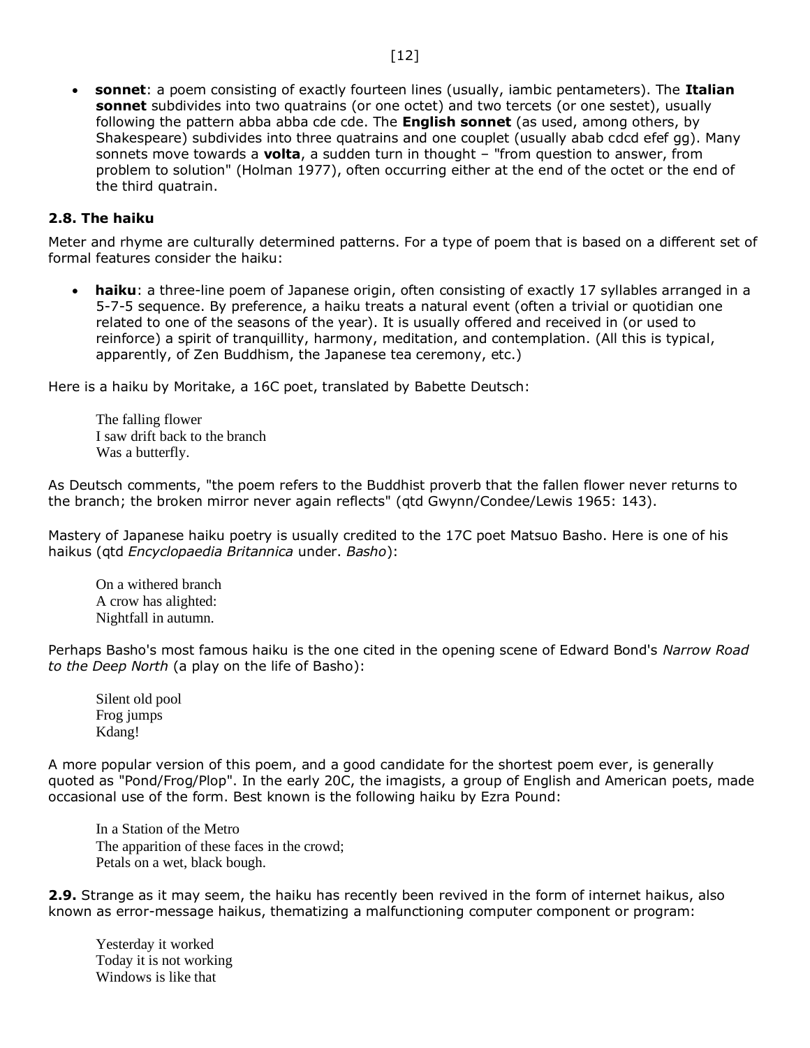- **sonnet**: a poem consisting of exactly fourteen lines (usually, iambic pentameters). The **Italian sonnet** subdivides into two quatrains (or one octet) and two tercets (or one sestet), usually following the pattern abba abba cde cde. The **English sonnet** (as used, among others, by Shakespeare) subdivides into three quatrains and one couplet (usually abab cdcd efef gg). Many sonnets move towards a **volta**, a sudden turn in thought – "from question to answer, from problem to solution" (Holman 1977), often occurring either at the end of the octet or the end of the third quatrain.

### 2.8. The haiku

Meter and rhyme are culturally determined patterns. For a type of poem that is based on a different set of formal features consider the haiku:

- **haiku**: a three-line poem of Japanese origin, often consisting of exactly 17 syllables arranged in a 5-7-5 sequence. By preference, a haiku treats a natural event (often a trivial or quotidian one related to one of the seasons of the year). It is usually offered and received in (or used to reinforce) a spirit of tranquillity, harmony, meditation, and contemplation. (All this is typical, apparently, of Zen Buddhism, the Japanese tea ceremony, etc.)

Here is a haiku by Moritake, a 16C poet, translated by Babette Deutsch:

> The falling flower
> I saw drift back to the branch
> Was a butterfly.

As Deutsch comments, "the poem refers to the Buddhist proverb that the fallen flower never returns to the branch; the broken mirror never again reflects" (qtd Gwynn/Condee/Lewis 1965: 143).

Mastery of Japanese haiku poetry is usually credited to the 17C poet Matsuo Basho. Here is one of his haikus (qtd *Encyclopaedia Britannica* under. *Basho*):

> On a withered branch
> A crow has alighted:
> Nightfall in autumn.

Perhaps Basho's most famous haiku is the one cited in the opening scene of Edward Bond's *Narrow Road to the Deep North* (a play on the life of Basho):

> Silent old pool
> Frog jumps
> Kdang!

A more popular version of this poem, and a good candidate for the shortest poem ever, is generally quoted as "Pond/Frog/Plop". In the early 20C, the imagists, a group of English and American poets, made occasional use of the form. Best known is the following haiku by Ezra Pound:

> In a Station of the Metro
> The apparition of these faces in the crowd;
> Petals on a wet, black bough.

**2.9.** Strange as it may seem, the haiku has recently been revived in the form of internet haikus, also known as error-message haikus, thematizing a malfunctioning computer component or program:

> Yesterday it worked
> Today it is not working
> Windows is like that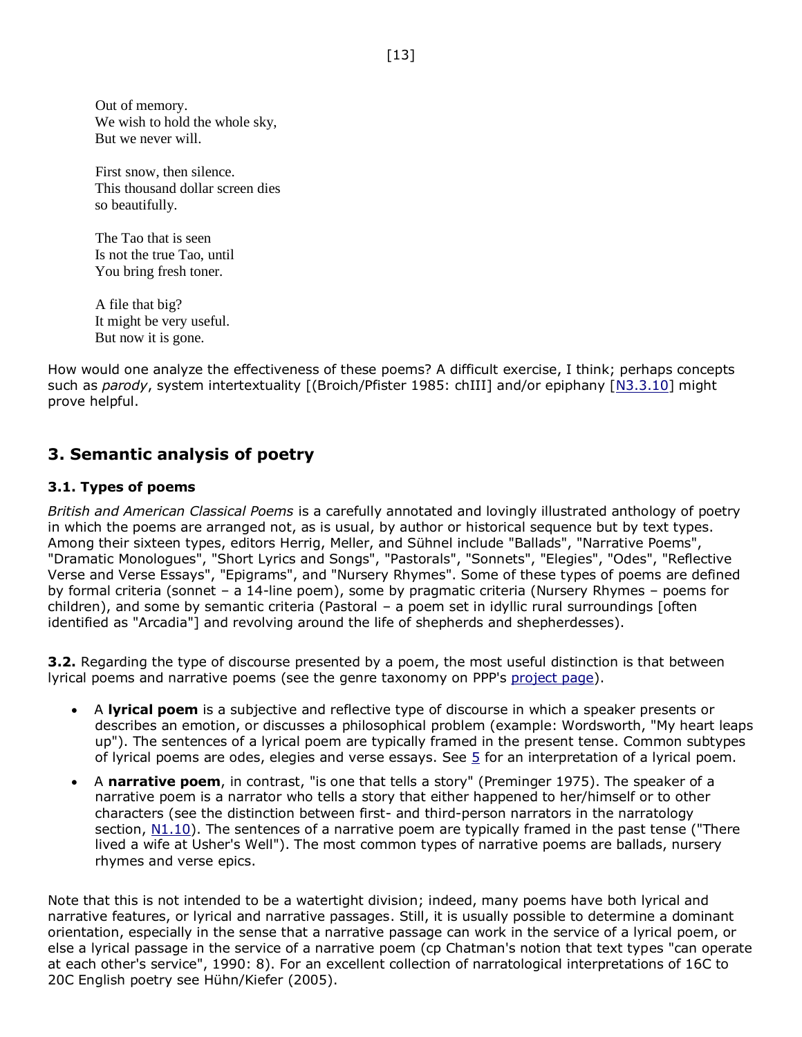Out of memory.  
We wish to hold the whole sky,  
But we never will.

First snow, then silence.  
This thousand dollar screen dies  
so beautifully.

The Tao that is seen  
Is not the true Tao, until  
You bring fresh toner.

A file that big?  
It might be very useful.  
But now it is gone.

How would one analyze the effectiveness of these poems? A difficult exercise, I think; perhaps concepts such as *parody*, system intertextuality [(Broich/Pfister 1985: chIII] and/or epiphany [N3.3.10] might prove helpful.

## 3. Semantic analysis of poetry

### 3.1. Types of poems

*British and American Classical Poems* is a carefully annotated and lovingly illustrated anthology of poetry in which the poems are arranged not, as is usual, by author or historical sequence but by text types. Among their sixteen types, editors Herrig, Meller, and Sühnel include "Ballads", "Narrative Poems", "Dramatic Monologues", "Short Lyrics and Songs", "Pastorals", "Sonnets", "Elegies", "Odes", "Reflective Verse and Verse Essays", "Epigrams", and "Nursery Rhymes". Some of these types of poems are defined by formal criteria (sonnet – a 14-line poem), some by pragmatic criteria (Nursery Rhymes – poems for children), and some by semantic criteria (Pastoral – a poem set in idyllic rural surroundings [often identified as "Arcadia"] and revolving around the life of shepherds and shepherdesses).

**3.2.** Regarding the type of discourse presented by a poem, the most useful distinction is that between lyrical poems and narrative poems (see the genre taxonomy on PPP's project page).

- A **lyrical poem** is a subjective and reflective type of discourse in which a speaker presents or describes an emotion, or discusses a philosophical problem (example: Wordsworth, "My heart leaps up"). The sentences of a lyrical poem are typically framed in the present tense. Common subtypes of lyrical poems are odes, elegies and verse essays. See 5 for an interpretation of a lyrical poem.
- A **narrative poem**, in contrast, "is one that tells a story" (Preminger 1975). The speaker of a narrative poem is a narrator who tells a story that either happened to her/himself or to other characters (see the distinction between first- and third-person narrators in the narratology section, N1.10). The sentences of a narrative poem are typically framed in the past tense ("There lived a wife at Usher's Well"). The most common types of narrative poems are ballads, nursery rhymes and verse epics.

Note that this is not intended to be a watertight division; indeed, many poems have both lyrical and narrative features, or lyrical and narrative passages. Still, it is usually possible to determine a dominant orientation, especially in the sense that a narrative passage can work in the service of a lyrical poem, or else a lyrical passage in the service of a narrative poem (cp Chatman's notion that text types "can operate at each other's service", 1990: 8). For an excellent collection of narratological interpretations of 16C to 20C English poetry see Hühn/Kiefer (2005).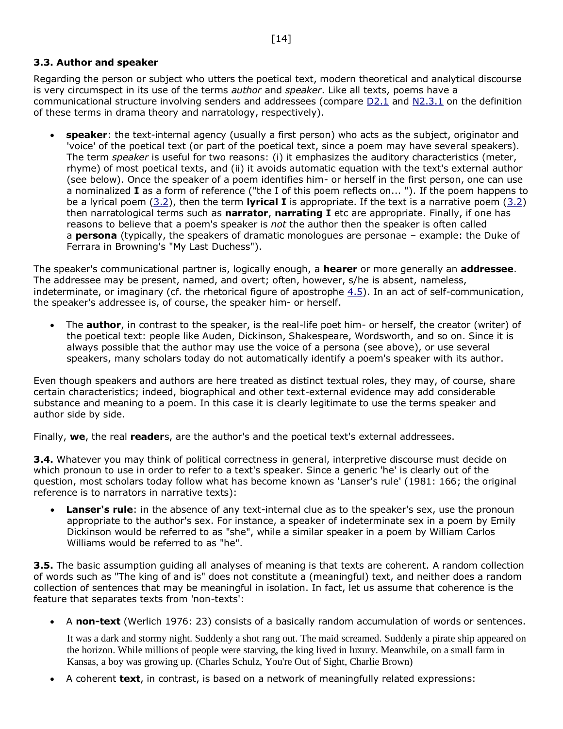### 3.3. Author and speaker

Regarding the person or subject who utters the poetical text, modern theoretical and analytical discourse is very circumspect in its use of the terms *author* and *speaker*. Like all texts, poems have a communicational structure involving senders and addressees (compare D2.1 and N2.3.1 on the definition of these terms in drama theory and narratology, respectively).

- **speaker**: the text-internal agency (usually a first person) who acts as the subject, originator and 'voice' of the poetical text (or part of the poetical text, since a poem may have several speakers). The term *speaker* is useful for two reasons: (i) it emphasizes the auditory characteristics (meter, rhyme) of most poetical texts, and (ii) it avoids automatic equation with the text's external author (see below). Once the speaker of a poem identifies him- or herself in the first person, one can use a nominalized **I** as a form of reference ("the I of this poem reflects on... "). If the poem happens to be a lyrical poem (3.2), then the term **lyrical I** is appropriate. If the text is a narrative poem (3.2) then narratological terms such as **narrator**, **narrating I** etc are appropriate. Finally, if one has reasons to believe that a poem's speaker is *not* the author then the speaker is often called a **persona** (typically, the speakers of dramatic monologues are personae – example: the Duke of Ferrara in Browning's "My Last Duchess").

The speaker's communicational partner is, logically enough, a **hearer** or more generally an **addressee**. The addressee may be present, named, and overt; often, however, s/he is absent, nameless, indeterminate, or imaginary (cf. the rhetorical figure of apostrophe 4.5). In an act of self-communication, the speaker's addressee is, of course, the speaker him- or herself.

- The **author**, in contrast to the speaker, is the real-life poet him- or herself, the creator (writer) of the poetical text: people like Auden, Dickinson, Shakespeare, Wordsworth, and so on. Since it is always possible that the author may use the voice of a persona (see above), or use several speakers, many scholars today do not automatically identify a poem's speaker with its author.

Even though speakers and authors are here treated as distinct textual roles, they may, of course, share certain characteristics; indeed, biographical and other text-external evidence may add considerable substance and meaning to a poem. In this case it is clearly legitimate to use the terms speaker and author side by side.

Finally, **we**, the real **reader**s, are the author's and the poetical text's external addressees.

**3.4.** Whatever you may think of political correctness in general, interpretive discourse must decide on which pronoun to use in order to refer to a text's speaker. Since a generic 'he' is clearly out of the question, most scholars today follow what has become known as 'Lanser's rule' (1981: 166; the original reference is to narrators in narrative texts):

- **Lanser's rule**: in the absence of any text-internal clue as to the speaker's sex, use the pronoun appropriate to the author's sex. For instance, a speaker of indeterminate sex in a poem by Emily Dickinson would be referred to as "she", while a similar speaker in a poem by William Carlos Williams would be referred to as "he".

**3.5.** The basic assumption guiding all analyses of meaning is that texts are coherent. A random collection of words such as "The king of and is" does not constitute a (meaningful) text, and neither does a random collection of sentences that may be meaningful in isolation. In fact, let us assume that coherence is the feature that separates texts from 'non-texts':

- A **non-text** (Werlich 1976: 23) consists of a basically random accumulation of words or sentences.

  It was a dark and stormy night. Suddenly a shot rang out. The maid screamed. Suddenly a pirate ship appeared on the horizon. While millions of people were starving, the king lived in luxury. Meanwhile, on a small farm in Kansas, a boy was growing up. (Charles Schulz, You're Out of Sight, Charlie Brown)

- A coherent **text**, in contrast, is based on a network of meaningfully related expressions: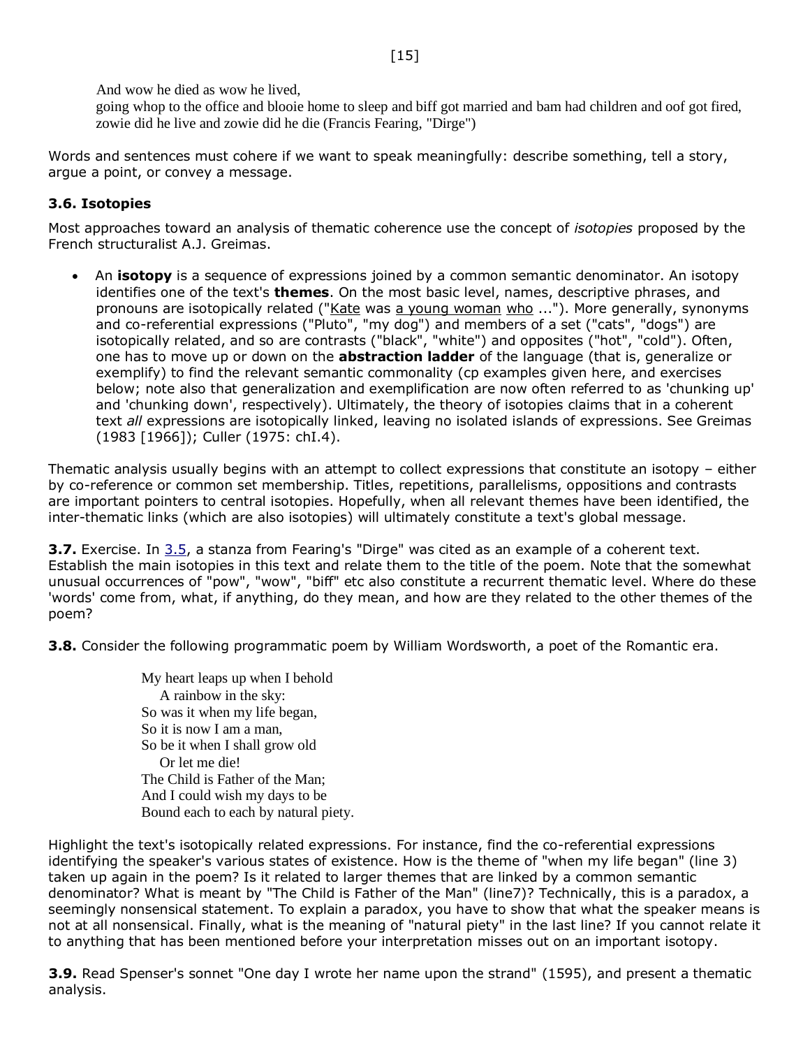And wow he died as wow he lived,
going whop to the office and blooie home to sleep and biff got married and bam had children and oof got fired,
zowie did he live and zowie did he die (Francis Fearing, "Dirge")

Words and sentences must cohere if we want to speak meaningfully: describe something, tell a story, argue a point, or convey a message.

### 3.6. Isotopies

Most approaches toward an analysis of thematic coherence use the concept of *isotopies* proposed by the French structuralist A.J. Greimas.

- An **isotopy** is a sequence of expressions joined by a common semantic denominator. An isotopy identifies one of the text's **themes**. On the most basic level, names, descriptive phrases, and pronouns are isotopically related ("Kate was a young woman who ..."). More generally, synonyms and co-referential expressions ("Pluto", "my dog") and members of a set ("cats", "dogs") are isotopically related, and so are contrasts ("black", "white") and opposites ("hot", "cold"). Often, one has to move up or down on the **abstraction ladder** of the language (that is, generalize or exemplify) to find the relevant semantic commonality (cp examples given here, and exercises below; note also that generalization and exemplification are now often referred to as 'chunking up' and 'chunking down', respectively). Ultimately, the theory of isotopies claims that in a coherent text *all* expressions are isotopically linked, leaving no isolated islands of expressions. See Greimas (1983 [1966]); Culler (1975: chI.4).

Thematic analysis usually begins with an attempt to collect expressions that constitute an isotopy – either by co-reference or common set membership. Titles, repetitions, parallelisms, oppositions and contrasts are important pointers to central isotopies. Hopefully, when all relevant themes have been identified, the inter-thematic links (which are also isotopies) will ultimately constitute a text's global message.

**3.7.** Exercise. In 3.5, a stanza from Fearing's "Dirge" was cited as an example of a coherent text. Establish the main isotopies in this text and relate them to the title of the poem. Note that the somewhat unusual occurrences of "pow", "wow", "biff" etc also constitute a recurrent thematic level. Where do these 'words' come from, what, if anything, do they mean, and how are they related to the other themes of the poem?

**3.8.** Consider the following programmatic poem by William Wordsworth, a poet of the Romantic era.

> My heart leaps up when I behold
> A rainbow in the sky:
> So was it when my life began,
> So it is now I am a man,
> So be it when I shall grow old
> Or let me die!
> The Child is Father of the Man;
> And I could wish my days to be
> Bound each to each by natural piety.

Highlight the text's isotopically related expressions. For instance, find the co-referential expressions identifying the speaker's various states of existence. How is the theme of "when my life began" (line 3) taken up again in the poem? Is it related to larger themes that are linked by a common semantic denominator? What is meant by "The Child is Father of the Man" (line7)? Technically, this is a paradox, a seemingly nonsensical statement. To explain a paradox, you have to show that what the speaker means is not at all nonsensical. Finally, what is the meaning of "natural piety" in the last line? If you cannot relate it to anything that has been mentioned before your interpretation misses out on an important isotopy.

**3.9.** Read Spenser's sonnet "One day I wrote her name upon the strand" (1595), and present a thematic analysis.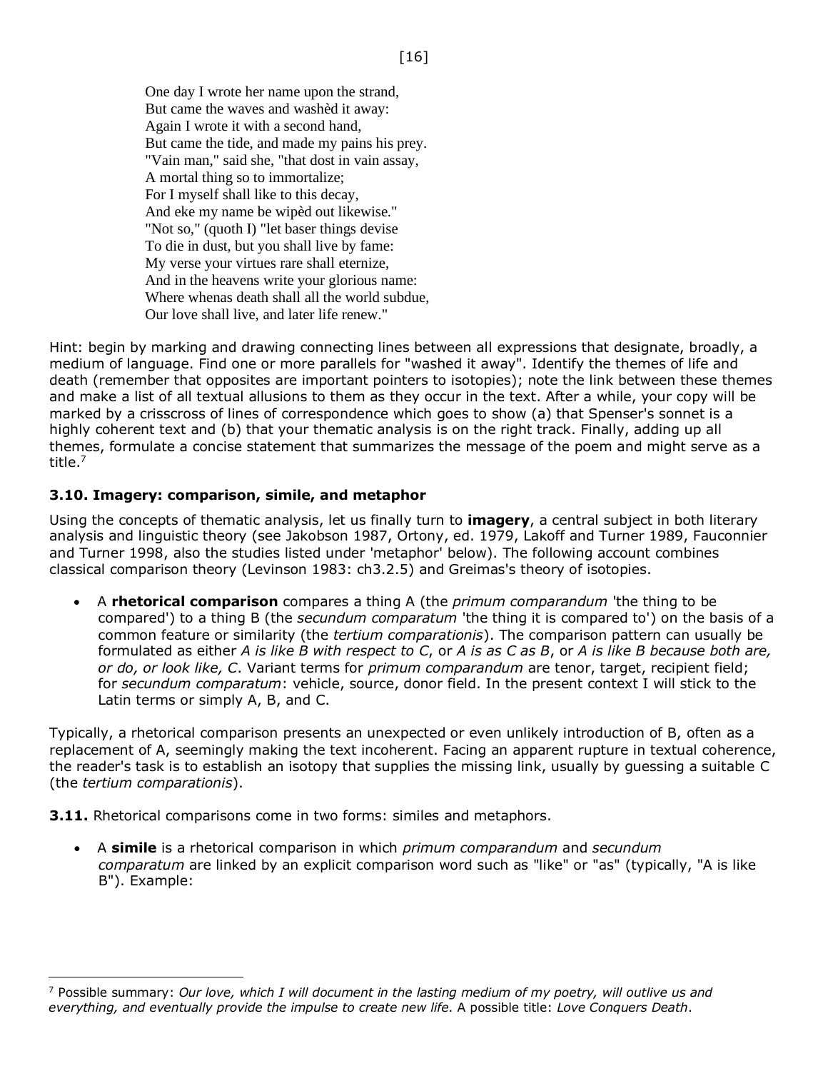One day I wrote her name upon the strand,
But came the waves and washèd it away:
Again I wrote it with a second hand,
But came the tide, and made my pains his prey.
"Vain man," said she, "that dost in vain assay,
A mortal thing so to immortalize;
For I myself shall like to this decay,
And eke my name be wipèd out likewise."
"Not so," (quoth I) "let baser things devise
To die in dust, but you shall live by fame:
My verse your virtues rare shall eternize,
And in the heavens write your glorious name:
Where whenas death shall all the world subdue,
Our love shall live, and later life renew."

Hint: begin by marking and drawing connecting lines between all expressions that designate, broadly, a medium of language. Find one or more parallels for "washed it away". Identify the themes of life and death (remember that opposites are important pointers to isotopies); note the link between these themes and make a list of all textual allusions to them as they occur in the text. After a while, your copy will be marked by a crisscross of lines of correspondence which goes to show (a) that Spenser's sonnet is a highly coherent text and (b) that your thematic analysis is on the right track. Finally, adding up all themes, formulate a concise statement that summarizes the message of the poem and might serve as a title.[7]

### 3.10. Imagery: comparison, simile, and metaphor

Using the concepts of thematic analysis, let us finally turn to **imagery**, a central subject in both literary analysis and linguistic theory (see Jakobson 1987, Ortony, ed. 1979, Lakoff and Turner 1989, Fauconnier and Turner 1998, also the studies listed under 'metaphor' below). The following account combines classical comparison theory (Levinson 1983: ch3.2.5) and Greimas's theory of isotopies.

- A **rhetorical comparison** compares a thing A (the *primum comparandum* 'the thing to be compared') to a thing B (the *secundum comparatum* 'the thing it is compared to') on the basis of a common feature or similarity (the *tertium comparationis*). The comparison pattern can usually be formulated as either *A is like B with respect to C*, or *A is as C as B*, or *A is like B because both are, or do, or look like, C*. Variant terms for *primum comparandum* are tenor, target, recipient field; for *secundum comparatum*: vehicle, source, donor field. In the present context I will stick to the Latin terms or simply A, B, and C.

Typically, a rhetorical comparison presents an unexpected or even unlikely introduction of B, often as a replacement of A, seemingly making the text incoherent. Facing an apparent rupture in textual coherence, the reader's task is to establish an isotopy that supplies the missing link, usually by guessing a suitable C (the *tertium comparationis*).

**3.11.** Rhetorical comparisons come in two forms: similes and metaphors.

- A **simile** is a rhetorical comparison in which *primum comparandum* and *secundum comparatum* are linked by an explicit comparison word such as "like" or "as" (typically, "A is like B"). Example:

---

[7] Possible summary: *Our love, which I will document in the lasting medium of my poetry, will outlive us and everything, and eventually provide the impulse to create new life*. A possible title: *Love Conquers Death*.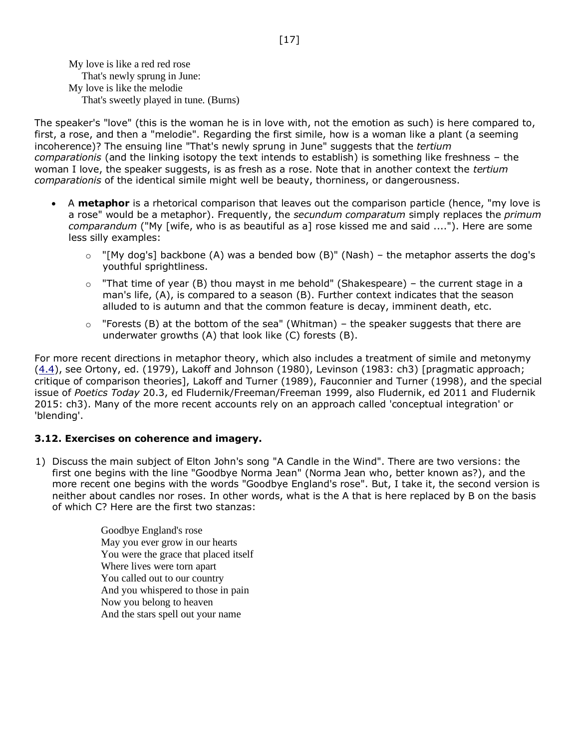My love is like a red red rose  
  That's newly sprung in June:  
My love is like the melodie  
  That's sweetly played in tune. (Burns)

The speaker's "love" (this is the woman he is in love with, not the emotion as such) is here compared to, first, a rose, and then a "melodie". Regarding the first simile, how is a woman like a plant (a seeming incoherence)? The ensuing line "That's newly sprung in June" suggests that the *tertium comparationis* (and the linking isotopy the text intends to establish) is something like freshness – the woman I love, the speaker suggests, is as fresh as a rose. Note that in another context the *tertium comparationis* of the identical simile might well be beauty, thorniness, or dangerousness.

- A **metaphor** is a rhetorical comparison that leaves out the comparison particle (hence, "my love is a rose" would be a metaphor). Frequently, the *secundum comparatum* simply replaces the *primum comparandum* ("My [wife, who is as beautiful as a] rose kissed me and said ...."). Here are some less silly examples:
  - "[My dog's] backbone (A) was a bended bow (B)" (Nash) – the metaphor asserts the dog's youthful sprightliness.
  - "That time of year (B) thou mayst in me behold" (Shakespeare) – the current stage in a man's life, (A), is compared to a season (B). Further context indicates that the season alluded to is autumn and that the common feature is decay, imminent death, etc.
  - "Forests (B) at the bottom of the sea" (Whitman) – the speaker suggests that there are underwater growths (A) that look like (C) forests (B).

For more recent directions in metaphor theory, which also includes a treatment of simile and metonymy (4.4), see Ortony, ed. (1979), Lakoff and Johnson (1980), Levinson (1983: ch3) [pragmatic approach; critique of comparison theories], Lakoff and Turner (1989), Fauconnier and Turner (1998), and the special issue of *Poetics Today* 20.3, ed Fludernik/Freeman/Freeman 1999, also Fludernik, ed 2011 and Fludernik 2015: ch3). Many of the more recent accounts rely on an approach called 'conceptual integration' or 'blending'.

### 3.12. Exercises on coherence and imagery.

1) Discuss the main subject of Elton John's song "A Candle in the Wind". There are two versions: the first one begins with the line "Goodbye Norma Jean" (Norma Jean who, better known as?), and the more recent one begins with the words "Goodbye England's rose". But, I take it, the second version is neither about candles nor roses. In other words, what is the A that is here replaced by B on the basis of which C? Here are the first two stanzas:

   Goodbye England's rose  
   May you ever grow in our hearts  
   You were the grace that placed itself  
   Where lives were torn apart  
   You called out to our country  
   And you whispered to those in pain  
   Now you belong to heaven  
   And the stars spell out your name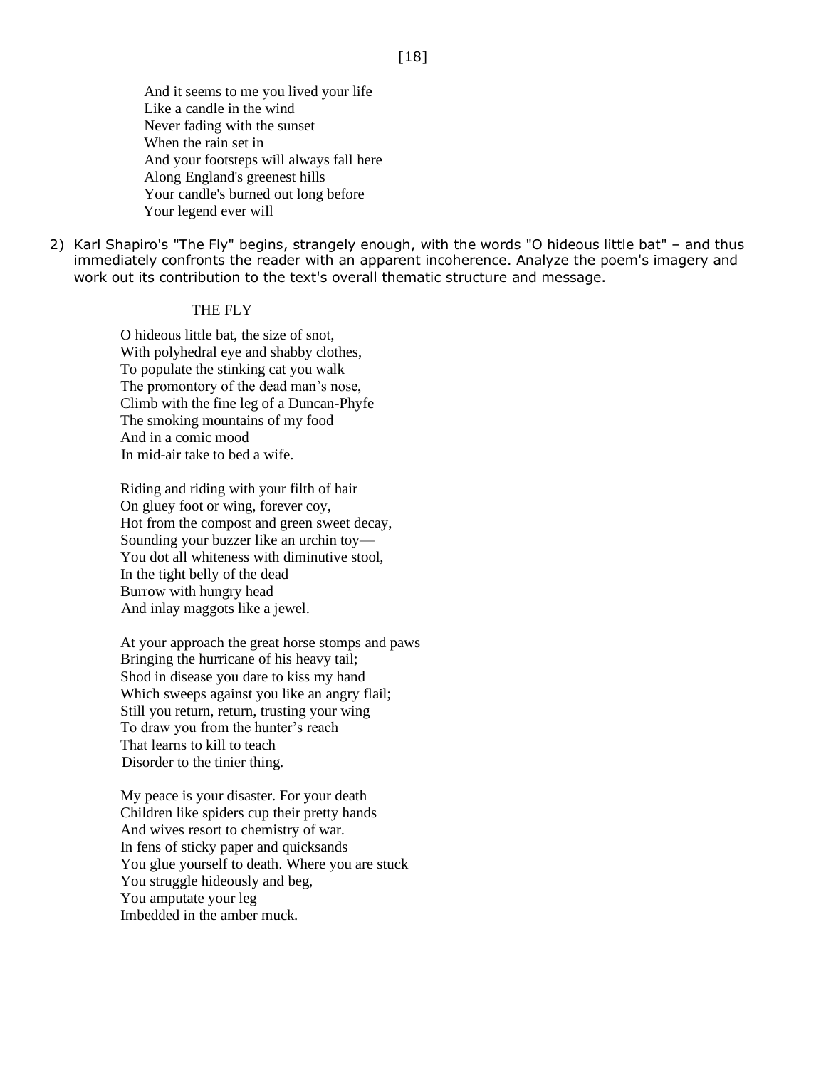And it seems to me you lived your life
Like a candle in the wind
Never fading with the sunset
When the rain set in
And your footsteps will always fall here
Along England's greenest hills
Your candle's burned out long before
Your legend ever will

2) Karl Shapiro's "The Fly" begins, strangely enough, with the words "O hideous little <u>bat</u>" – and thus immediately confronts the reader with an apparent incoherence. Analyze the poem's imagery and work out its contribution to the text's overall thematic structure and message.

THE FLY

O hideous little bat, the size of snot,
With polyhedral eye and shabby clothes,
To populate the stinking cat you walk
The promontory of the dead man's nose,
Climb with the fine leg of a Duncan-Phyfe
The smoking mountains of my food
And in a comic mood
In mid-air take to bed a wife.

Riding and riding with your filth of hair
On gluey foot or wing, forever coy,
Hot from the compost and green sweet decay,
Sounding your buzzer like an urchin toy—
You dot all whiteness with diminutive stool,
In the tight belly of the dead
Burrow with hungry head
And inlay maggots like a jewel.

At your approach the great horse stomps and paws
Bringing the hurricane of his heavy tail;
Shod in disease you dare to kiss my hand
Which sweeps against you like an angry flail;
Still you return, return, trusting your wing
To draw you from the hunter's reach
That learns to kill to teach
Disorder to the tinier thing.

My peace is your disaster. For your death
Children like spiders cup their pretty hands
And wives resort to chemistry of war.
In fens of sticky paper and quicksands
You glue yourself to death. Where you are stuck
You struggle hideously and beg,
You amputate your leg
Imbedded in the amber muck.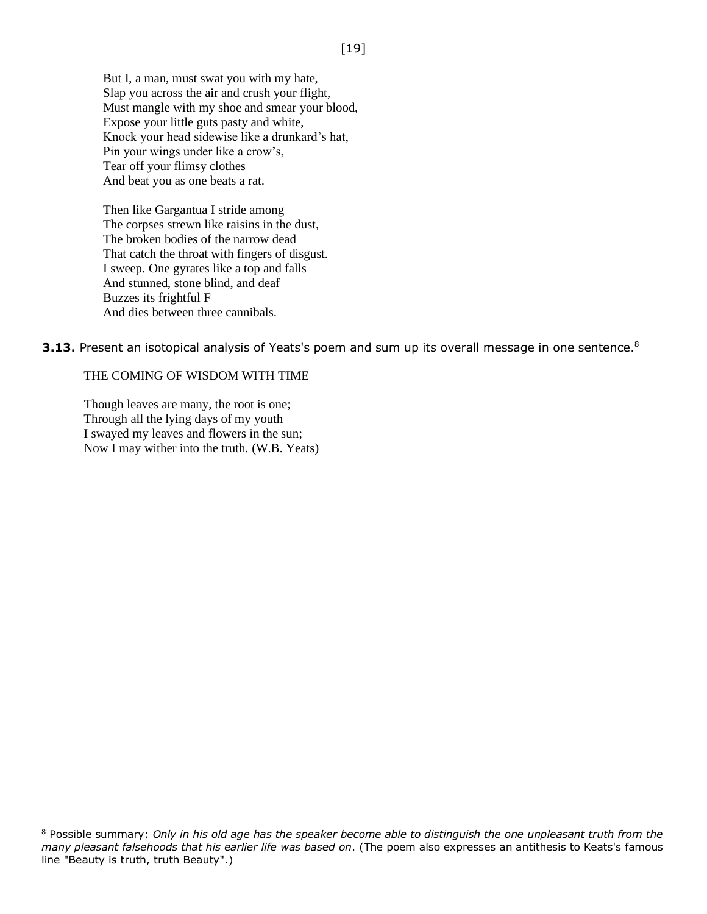But I, a man, must swat you with my hate,
Slap you across the air and crush your flight,
Must mangle with my shoe and smear your blood,
Expose your little guts pasty and white,
Knock your head sidewise like a drunkard's hat,
Pin your wings under like a crow's,
Tear off your flimsy clothes
And beat you as one beats a rat.

Then like Gargantua I stride among
The corpses strewn like raisins in the dust,
The broken bodies of the narrow dead
That catch the throat with fingers of disgust.
I sweep. One gyrates like a top and falls
And stunned, stone blind, and deaf
Buzzes its frightful F
And dies between three cannibals.

**3.13.** Present an isotopical analysis of Yeats's poem and sum up its overall message in one sentence.[8]

THE COMING OF WISDOM WITH TIME

Though leaves are many, the root is one;
Through all the lying days of my youth
I swayed my leaves and flowers in the sun;
Now I may wither into the truth. (W.B. Yeats)

---

[8] Possible summary: *Only in his old age has the speaker become able to distinguish the one unpleasant truth from the many pleasant falsehoods that his earlier life was based on*. (The poem also expresses an antithesis to Keats's famous line "Beauty is truth, truth Beauty".)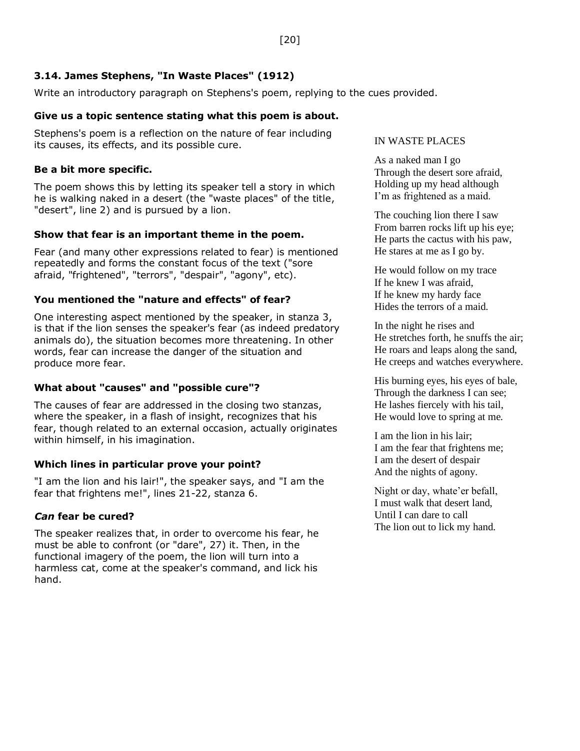### 3.14. James Stephens, "In Waste Places" (1912)

Write an introductory paragraph on Stephens's poem, replying to the cues provided.

**Give us a topic sentence stating what this poem is about.**

Stephens's poem is a reflection on the nature of fear including its causes, its effects, and its possible cure.

**Be a bit more specific.**

The poem shows this by letting its speaker tell a story in which he is walking naked in a desert (the "waste places" of the title, "desert", line 2) and is pursued by a lion.

**Show that fear is an important theme in the poem.**

Fear (and many other expressions related to fear) is mentioned repeatedly and forms the constant focus of the text ("sore afraid, "frightened", "terrors", "despair", "agony", etc).

**You mentioned the "nature and effects" of fear?**

One interesting aspect mentioned by the speaker, in stanza 3, is that if the lion senses the speaker's fear (as indeed predatory animals do), the situation becomes more threatening. In other words, fear can increase the danger of the situation and produce more fear.

**What about "causes" and "possible cure"?**

The causes of fear are addressed in the closing two stanzas, where the speaker, in a flash of insight, recognizes that his fear, though related to an external occasion, actually originates within himself, in his imagination.

**Which lines in particular prove your point?**

"I am the lion and his lair!", the speaker says, and "I am the fear that frightens me!", lines 21-22, stanza 6.

***Can* fear be cured?**

The speaker realizes that, in order to overcome his fear, he must be able to confront (or "dare", 27) it. Then, in the functional imagery of the poem, the lion will turn into a harmless cat, come at the speaker's command, and lick his hand.

IN WASTE PLACES

As a naked man I go  
Through the desert sore afraid,  
Holding up my head although  
I'm as frightened as a maid.

The couching lion there I saw  
From barren rocks lift up his eye;  
He parts the cactus with his paw,  
He stares at me as I go by.

He would follow on my trace  
If he knew I was afraid,  
If he knew my hardy face  
Hides the terrors of a maid.

In the night he rises and  
He stretches forth, he snuffs the air;  
He roars and leaps along the sand,  
He creeps and watches everywhere.

His burning eyes, his eyes of bale,  
Through the darkness I can see;  
He lashes fiercely with his tail,  
He would love to spring at me.

I am the lion in his lair;  
I am the fear that frightens me;  
I am the desert of despair  
And the nights of agony.

Night or day, whate'er befall,  
I must walk that desert land,  
Until I can dare to call  
The lion out to lick my hand.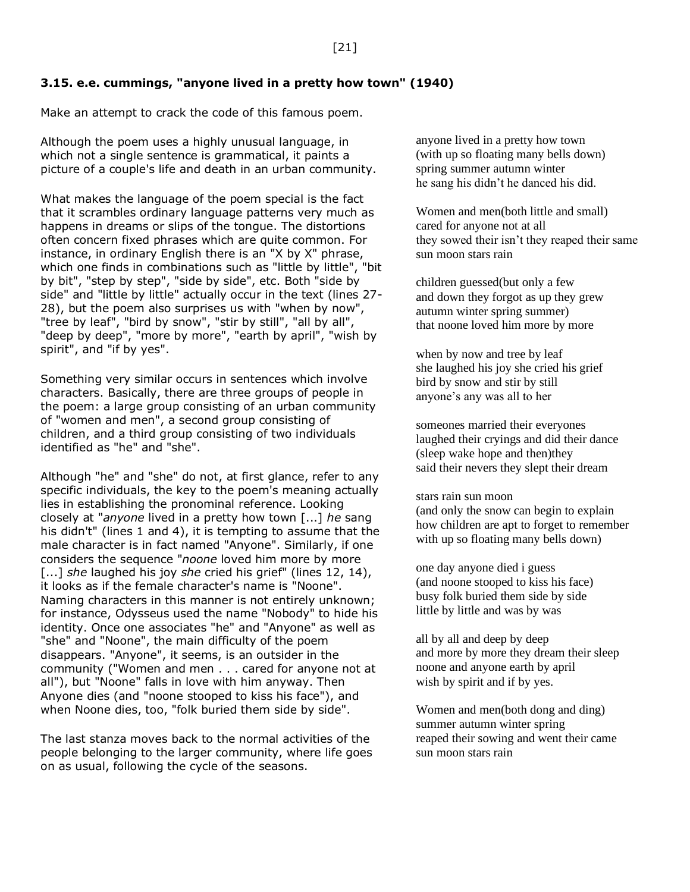### 3.15. e.e. cummings, "anyone lived in a pretty how town" (1940)

Make an attempt to crack the code of this famous poem.

Although the poem uses a highly unusual language, in which not a single sentence is grammatical, it paints a picture of a couple's life and death in an urban community.

What makes the language of the poem special is the fact that it scrambles ordinary language patterns very much as happens in dreams or slips of the tongue. The distortions often concern fixed phrases which are quite common. For instance, in ordinary English there is an "X by X" phrase, which one finds in combinations such as "little by little", "bit by bit", "step by step", "side by side", etc. Both "side by side" and "little by little" actually occur in the text (lines 27-28), but the poem also surprises us with "when by now", "tree by leaf", "bird by snow", "stir by still", "all by all", "deep by deep", "more by more", "earth by april", "wish by spirit", and "if by yes".

Something very similar occurs in sentences which involve characters. Basically, there are three groups of people in the poem: a large group consisting of an urban community of "women and men", a second group consisting of children, and a third group consisting of two individuals identified as "he" and "she".

Although "he" and "she" do not, at first glance, refer to any specific individuals, the key to the poem's meaning actually lies in establishing the pronominal reference. Looking closely at "*anyone* lived in a pretty how town [...] *he* sang his didn't" (lines 1 and 4), it is tempting to assume that the male character is in fact named "Anyone". Similarly, if one considers the sequence "*noone* loved him more by more [...] *she* laughed his joy *she* cried his grief" (lines 12, 14), it looks as if the female character's name is "Noone". Naming characters in this manner is not entirely unknown; for instance, Odysseus used the name "Nobody" to hide his identity. Once one associates "he" and "Anyone" as well as "she" and "Noone", the main difficulty of the poem disappears. "Anyone", it seems, is an outsider in the community ("Women and men . . . cared for anyone not at all"), but "Noone" falls in love with him anyway. Then Anyone dies (and "noone stooped to kiss his face"), and when Noone dies, too, "folk buried them side by side".

The last stanza moves back to the normal activities of the people belonging to the larger community, where life goes on as usual, following the cycle of the seasons.

anyone lived in a pretty how town  
(with up so floating many bells down)  
spring summer autumn winter  
he sang his didn't he danced his did.

Women and men(both little and small)  
cared for anyone not at all  
they sowed their isn't they reaped their same  
sun moon stars rain

children guessed(but only a few  
and down they forgot as up they grew  
autumn winter spring summer)  
that noone loved him more by more

when by now and tree by leaf  
she laughed his joy she cried his grief  
bird by snow and stir by still  
anyone's any was all to her

someones married their everyones  
laughed their cryings and did their dance  
(sleep wake hope and then)they  
said their nevers they slept their dream

stars rain sun moon  
(and only the snow can begin to explain  
how children are apt to forget to remember  
with up so floating many bells down)

one day anyone died i guess  
(and noone stooped to kiss his face)  
busy folk buried them side by side  
little by little and was by was

all by all and deep by deep  
and more by more they dream their sleep  
noone and anyone earth by april  
wish by spirit and if by yes.

Women and men(both dong and ding)  
summer autumn winter spring  
reaped their sowing and went their came  
sun moon stars rain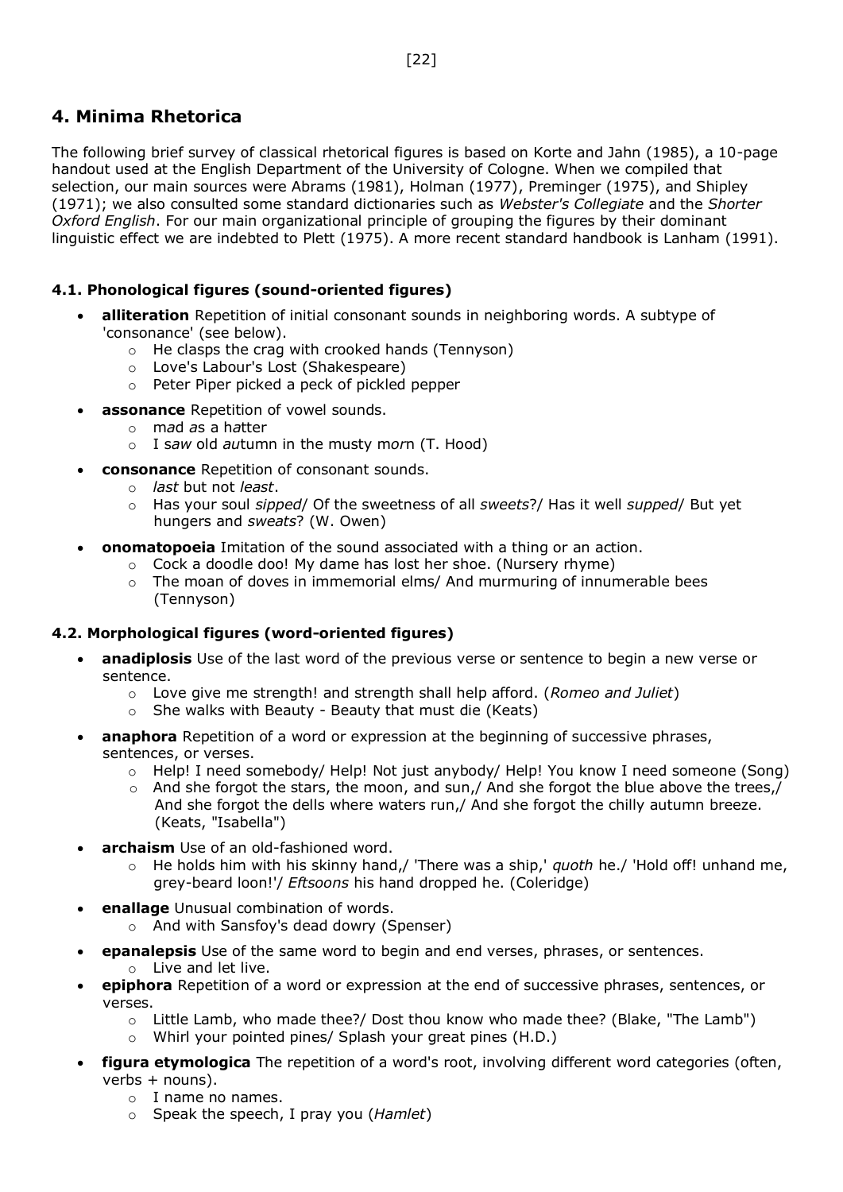## 4. Minima Rhetorica

The following brief survey of classical rhetorical figures is based on Korte and Jahn (1985), a 10-page handout used at the English Department of the University of Cologne. When we compiled that selection, our main sources were Abrams (1981), Holman (1977), Preminger (1975), and Shipley (1971); we also consulted some standard dictionaries such as *Webster's Collegiate* and the *Shorter Oxford English*. For our main organizational principle of grouping the figures by their dominant linguistic effect we are indebted to Plett (1975). A more recent standard handbook is Lanham (1991).

### 4.1. Phonological figures (sound-oriented figures)

- **alliteration** Repetition of initial consonant sounds in neighboring words. A subtype of 'consonance' (see below).
  - He clasps the crag with crooked hands (Tennyson)
  - Love's Labour's Lost (Shakespeare)
  - Peter Piper picked a peck of pickled pepper
- **assonance** Repetition of vowel sounds.
  - m*a*d *a*s a h*a*tter
  - I s*aw* old *au*tumn in the musty m*or*n (T. Hood)
- **consonance** Repetition of consonant sounds.
  - *last* but not *least*.
  - Has your soul *sipped*/ Of the sweetness of all *sweets*?/ Has it well *supped*/ But yet hungers and *sweats*? (W. Owen)
- **onomatopoeia** Imitation of the sound associated with a thing or an action.
  - Cock a doodle doo! My dame has lost her shoe. (Nursery rhyme)
  - The moan of doves in immemorial elms/ And murmuring of innumerable bees (Tennyson)

### 4.2. Morphological figures (word-oriented figures)

- **anadiplosis** Use of the last word of the previous verse or sentence to begin a new verse or sentence.
  - Love give me strength! and strength shall help afford. (*Romeo and Juliet*)
  - She walks with Beauty - Beauty that must die (Keats)
- **anaphora** Repetition of a word or expression at the beginning of successive phrases, sentences, or verses.
  - Help! I need somebody/ Help! Not just anybody/ Help! You know I need someone (Song)
  - And she forgot the stars, the moon, and sun,/ And she forgot the blue above the trees,/ And she forgot the dells where waters run,/ And she forgot the chilly autumn breeze. (Keats, "Isabella")
- **archaism** Use of an old-fashioned word.
  - He holds him with his skinny hand,/ 'There was a ship,' *quoth* he./ 'Hold off! unhand me, grey-beard loon!'/ *Eftsoons* his hand dropped he. (Coleridge)
- **enallage** Unusual combination of words.
  - And with Sansfoy's dead dowry (Spenser)
- **epanalepsis** Use of the same word to begin and end verses, phrases, or sentences.
  - Live and let live.
- **epiphora** Repetition of a word or expression at the end of successive phrases, sentences, or verses.
  - Little Lamb, who made thee?/ Dost thou know who made thee? (Blake, "The Lamb")
  - Whirl your pointed pines/ Splash your great pines (H.D.)
- **figura etymologica** The repetition of a word's root, involving different word categories (often, verbs + nouns).
  - I name no names.
  - Speak the speech, I pray you (*Hamlet*)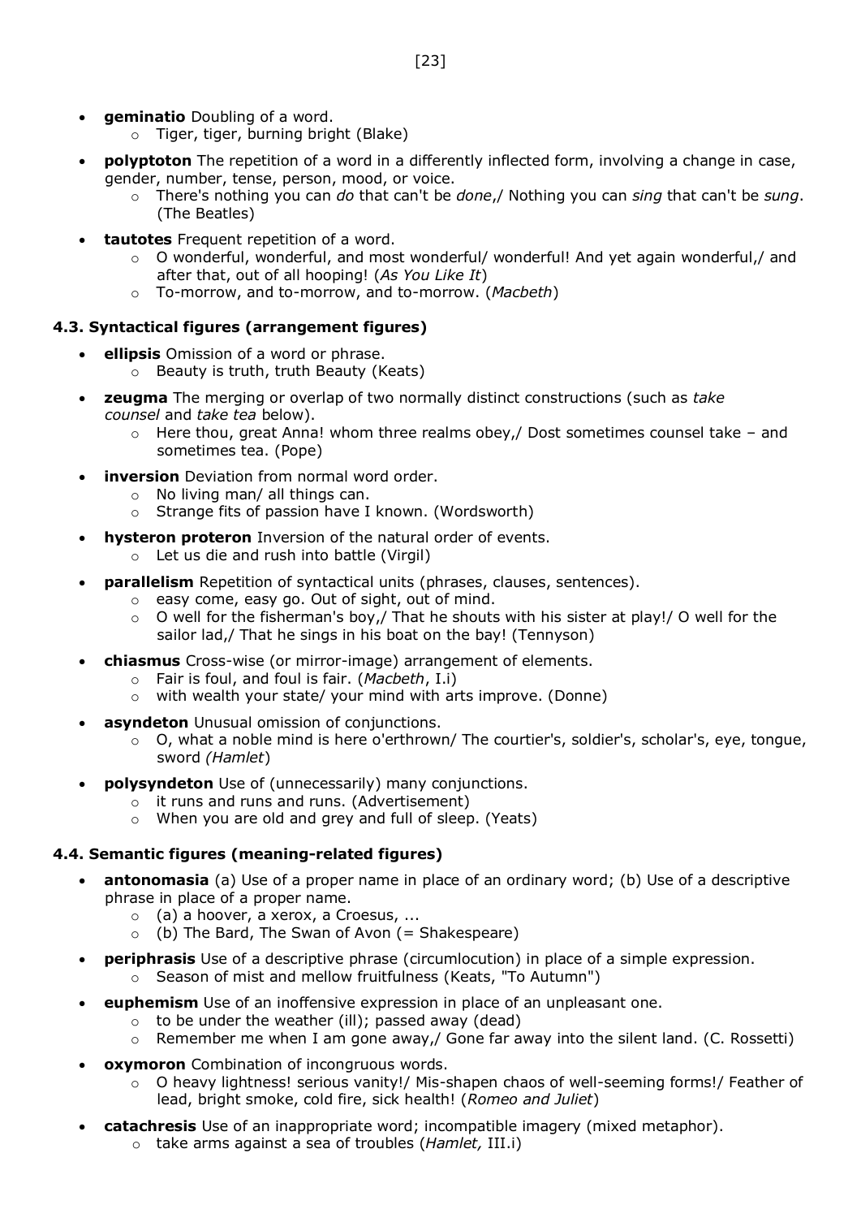- **geminatio** Doubling of a word.
    - Tiger, tiger, burning bright (Blake)
- **polyptoton** The repetition of a word in a differently inflected form, involving a change in case, gender, number, tense, person, mood, or voice.
    - There's nothing you can *do* that can't be *done*,/ Nothing you can *sing* that can't be *sung*. (The Beatles)
- **tautotes** Frequent repetition of a word.
    - O wonderful, wonderful, and most wonderful/ wonderful! And yet again wonderful,/ and after that, out of all hooping! (*As You Like It*)
    - To-morrow, and to-morrow, and to-morrow. (*Macbeth*)

### 4.3. Syntactical figures (arrangement figures)

- **ellipsis** Omission of a word or phrase.
    - Beauty is truth, truth Beauty (Keats)
- **zeugma** The merging or overlap of two normally distinct constructions (such as *take counsel* and *take tea* below).
    - Here thou, great Anna! whom three realms obey,/ Dost sometimes counsel take – and sometimes tea. (Pope)
- **inversion** Deviation from normal word order.
    - No living man/ all things can.
    - Strange fits of passion have I known. (Wordsworth)
- **hysteron proteron** Inversion of the natural order of events.
    - Let us die and rush into battle (Virgil)
- **parallelism** Repetition of syntactical units (phrases, clauses, sentences).
    - easy come, easy go. Out of sight, out of mind.
    - O well for the fisherman's boy,/ That he shouts with his sister at play!/ O well for the sailor lad,/ That he sings in his boat on the bay! (Tennyson)
- **chiasmus** Cross-wise (or mirror-image) arrangement of elements.
    - Fair is foul, and foul is fair. (*Macbeth*, I.i)
    - with wealth your state/ your mind with arts improve. (Donne)
- **asyndeton** Unusual omission of conjunctions.
    - O, what a noble mind is here o'erthrown/ The courtier's, soldier's, scholar's, eye, tongue, sword *(Hamlet*)
- **polysyndeton** Use of (unnecessarily) many conjunctions.
    - it runs and runs and runs. (Advertisement)
    - When you are old and grey and full of sleep. (Yeats)

### 4.4. Semantic figures (meaning-related figures)

- **antonomasia** (a) Use of a proper name in place of an ordinary word; (b) Use of a descriptive phrase in place of a proper name.
    - (a) a hoover, a xerox, a Croesus, ...
    - (b) The Bard, The Swan of Avon (= Shakespeare)
- **periphrasis** Use of a descriptive phrase (circumlocution) in place of a simple expression.
    - Season of mist and mellow fruitfulness (Keats, "To Autumn")
- **euphemism** Use of an inoffensive expression in place of an unpleasant one.
    - to be under the weather (ill); passed away (dead)
    - Remember me when I am gone away,/ Gone far away into the silent land. (C. Rossetti)
- **oxymoron** Combination of incongruous words.
    - O heavy lightness! serious vanity!/ Mis-shapen chaos of well-seeming forms!/ Feather of lead, bright smoke, cold fire, sick health! (*Romeo and Juliet*)
- **catachresis** Use of an inappropriate word; incompatible imagery (mixed metaphor).
    - take arms against a sea of troubles (*Hamlet,* III.i)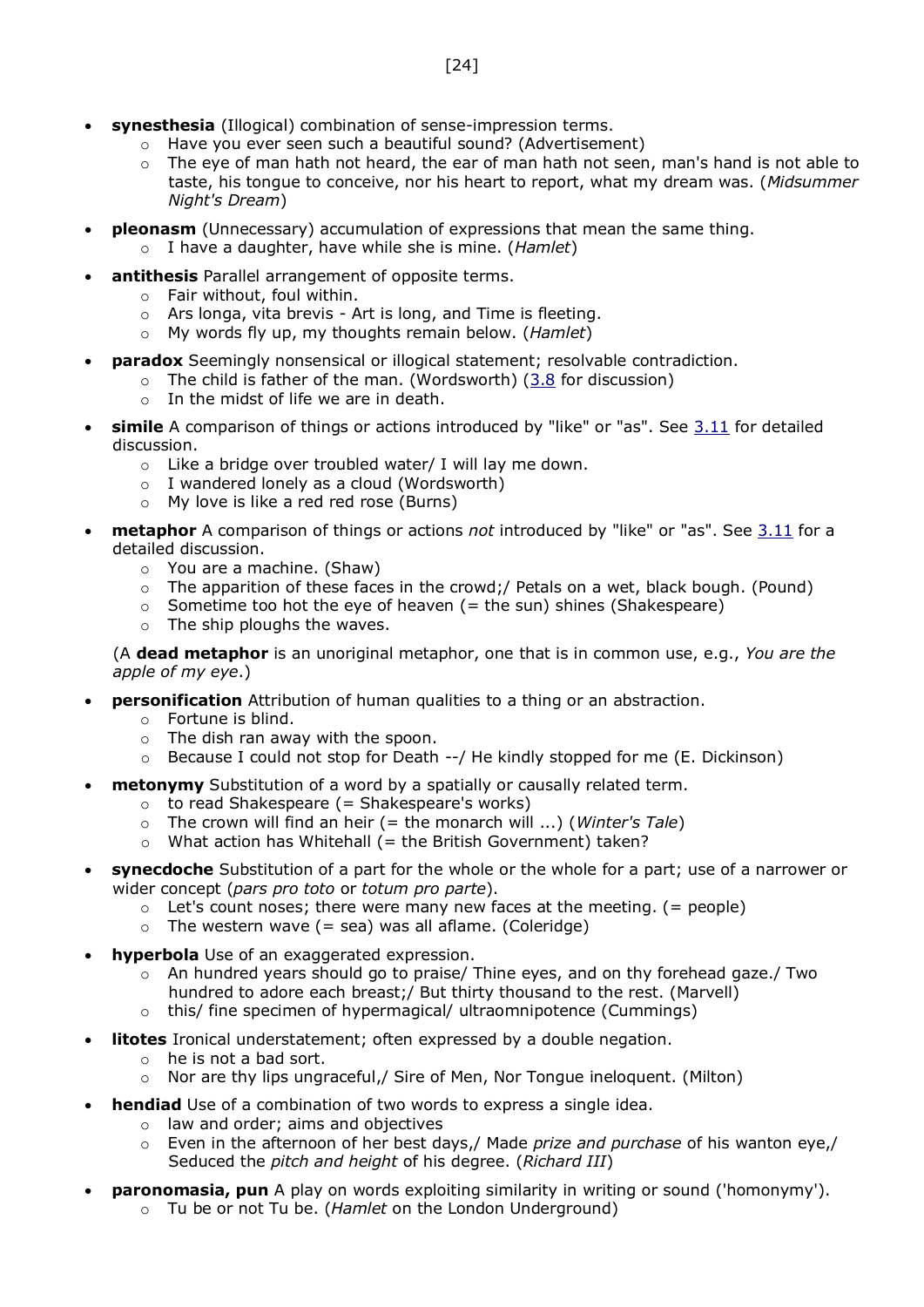- **synesthesia** (Illogical) combination of sense-impression terms.
  - Have you ever seen such a beautiful sound? (Advertisement)
  - The eye of man hath not heard, the ear of man hath not seen, man's hand is not able to taste, his tongue to conceive, nor his heart to report, what my dream was. (*Midsummer Night's Dream*)
- **pleonasm** (Unnecessary) accumulation of expressions that mean the same thing.
  - I have a daughter, have while she is mine. (*Hamlet*)
- **antithesis** Parallel arrangement of opposite terms.
  - Fair without, foul within.
  - Ars longa, vita brevis - Art is long, and Time is fleeting.
  - My words fly up, my thoughts remain below. (*Hamlet*)
- **paradox** Seemingly nonsensical or illogical statement; resolvable contradiction.
  - The child is father of the man. (Wordsworth) (3.8 for discussion)
  - In the midst of life we are in death.
- **simile** A comparison of things or actions introduced by "like" or "as". See 3.11 for detailed discussion.
  - Like a bridge over troubled water/ I will lay me down.
  - I wandered lonely as a cloud (Wordsworth)
  - My love is like a red red rose (Burns)
- **metaphor** A comparison of things or actions *not* introduced by "like" or "as". See 3.11 for a detailed discussion.
  - You are a machine. (Shaw)
  - The apparition of these faces in the crowd;/ Petals on a wet, black bough. (Pound)
  - Sometime too hot the eye of heaven (= the sun) shines (Shakespeare)
  - The ship ploughs the waves.

  (A **dead metaphor** is an unoriginal metaphor, one that is in common use, e.g., *You are the apple of my eye*.)
- **personification** Attribution of human qualities to a thing or an abstraction.
  - Fortune is blind.
  - The dish ran away with the spoon.
  - Because I could not stop for Death --/ He kindly stopped for me (E. Dickinson)
- **metonymy** Substitution of a word by a spatially or causally related term.
  - to read Shakespeare (= Shakespeare's works)
  - The crown will find an heir (= the monarch will ...) (*Winter's Tale*)
  - What action has Whitehall (= the British Government) taken?
- **synecdoche** Substitution of a part for the whole or the whole for a part; use of a narrower or wider concept (*pars pro toto* or *totum pro parte*).
  - Let's count noses; there were many new faces at the meeting. (= people)
  - The western wave (= sea) was all aflame. (Coleridge)
- **hyperbola** Use of an exaggerated expression.
  - An hundred years should go to praise/ Thine eyes, and on thy forehead gaze./ Two hundred to adore each breast;/ But thirty thousand to the rest. (Marvell)
  - this/ fine specimen of hypermagical/ ultraomnipotence (Cummings)
- **litotes** Ironical understatement; often expressed by a double negation.
  - he is not a bad sort.
  - Nor are thy lips ungraceful,/ Sire of Men, Nor Tongue ineloquent. (Milton)
- **hendiad** Use of a combination of two words to express a single idea.
  - law and order; aims and objectives
  - Even in the afternoon of her best days,/ Made *prize and purchase* of his wanton eye,/ Seduced the *pitch and height* of his degree. (*Richard III*)
- **paronomasia, pun** A play on words exploiting similarity in writing or sound ('homonymy').
  - Tu be or not Tu be. (*Hamlet* on the London Underground)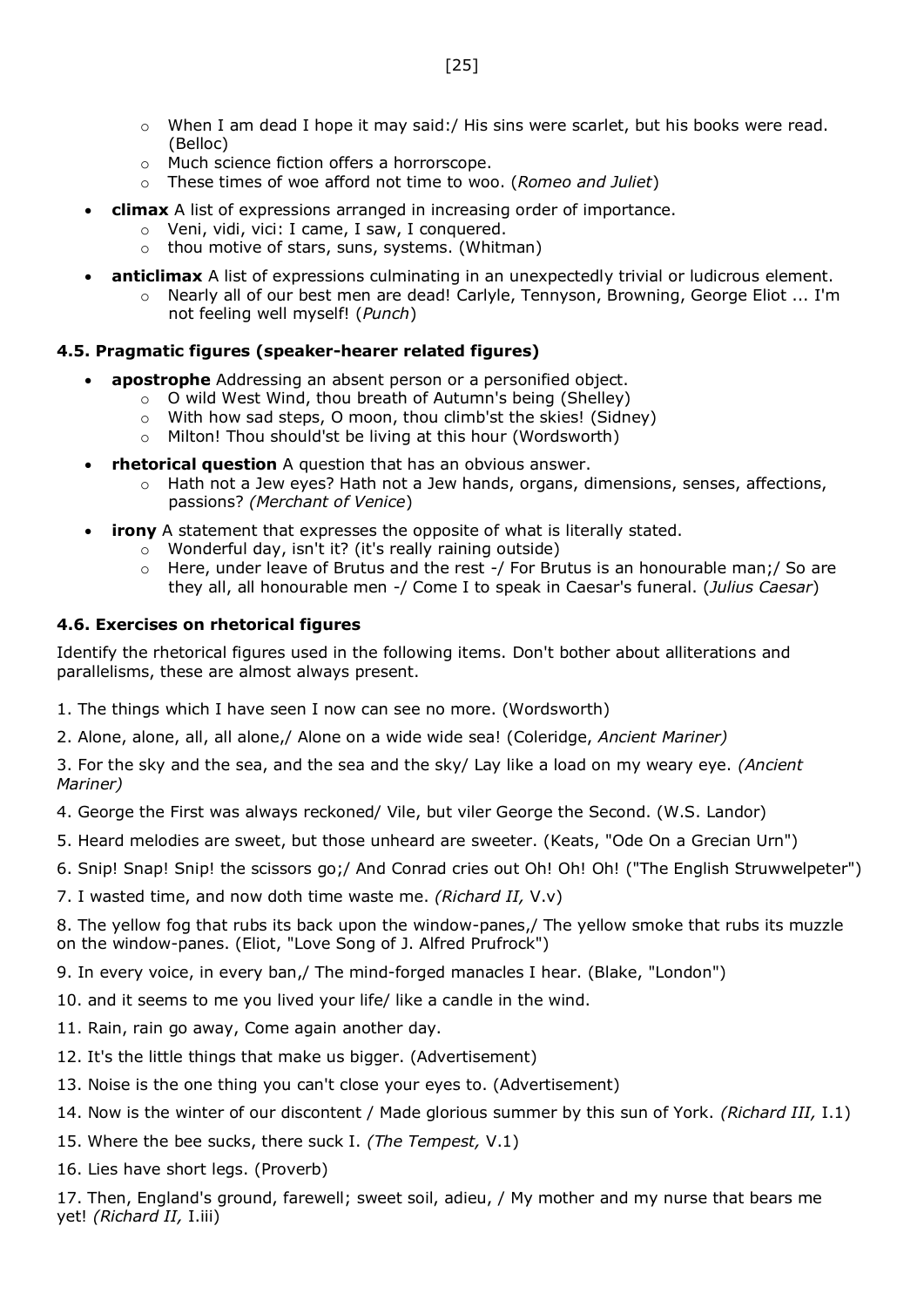- When I am dead I hope it may said:/ His sins were scarlet, but his books were read. (Belloc)
- Much science fiction offers a horrorscope.
- These times of woe afford not time to woo. (*Romeo and Juliet*)

- **climax** A list of expressions arranged in increasing order of importance.
  - Veni, vidi, vici: I came, I saw, I conquered.
  - thou motive of stars, suns, systems. (Whitman)
- **anticlimax** A list of expressions culminating in an unexpectedly trivial or ludicrous element.
  - Nearly all of our best men are dead! Carlyle, Tennyson, Browning, George Eliot ... I'm not feeling well myself! (*Punch*)

### 4.5. Pragmatic figures (speaker-hearer related figures)

- **apostrophe** Addressing an absent person or a personified object.
  - O wild West Wind, thou breath of Autumn's being (Shelley)
  - With how sad steps, O moon, thou climb'st the skies! (Sidney)
  - Milton! Thou should'st be living at this hour (Wordsworth)
- **rhetorical question** A question that has an obvious answer.
  - Hath not a Jew eyes? Hath not a Jew hands, organs, dimensions, senses, affections, passions? *(Merchant of Venice*)
- **irony** A statement that expresses the opposite of what is literally stated.
  - Wonderful day, isn't it? (it's really raining outside)
  - Here, under leave of Brutus and the rest -/ For Brutus is an honourable man;/ So are they all, all honourable men -/ Come I to speak in Caesar's funeral. (*Julius Caesar*)

### 4.6. Exercises on rhetorical figures

Identify the rhetorical figures used in the following items. Don't bother about alliterations and parallelisms, these are almost always present.

1. The things which I have seen I now can see no more. (Wordsworth)

2. Alone, alone, all, all alone,/ Alone on a wide wide sea! (Coleridge, *Ancient Mariner)*

3. For the sky and the sea, and the sea and the sky/ Lay like a load on my weary eye. *(Ancient Mariner)*

4. George the First was always reckoned/ Vile, but viler George the Second. (W.S. Landor)

5. Heard melodies are sweet, but those unheard are sweeter. (Keats, "Ode On a Grecian Urn")

6. Snip! Snap! Snip! the scissors go;/ And Conrad cries out Oh! Oh! Oh! ("The English Struwwelpeter")

7. I wasted time, and now doth time waste me. *(Richard II,* V.v)

8. The yellow fog that rubs its back upon the window-panes,/ The yellow smoke that rubs its muzzle on the window-panes. (Eliot, "Love Song of J. Alfred Prufrock")

9. In every voice, in every ban,/ The mind-forged manacles I hear. (Blake, "London")

10. and it seems to me you lived your life/ like a candle in the wind.

11. Rain, rain go away, Come again another day.

12. It's the little things that make us bigger. (Advertisement)

13. Noise is the one thing you can't close your eyes to. (Advertisement)

14. Now is the winter of our discontent / Made glorious summer by this sun of York. *(Richard III,* I.1)

15. Where the bee sucks, there suck I. *(The Tempest,* V.1)

16. Lies have short legs. (Proverb)

17. Then, England's ground, farewell; sweet soil, adieu, / My mother and my nurse that bears me yet! *(Richard II,* I.iii)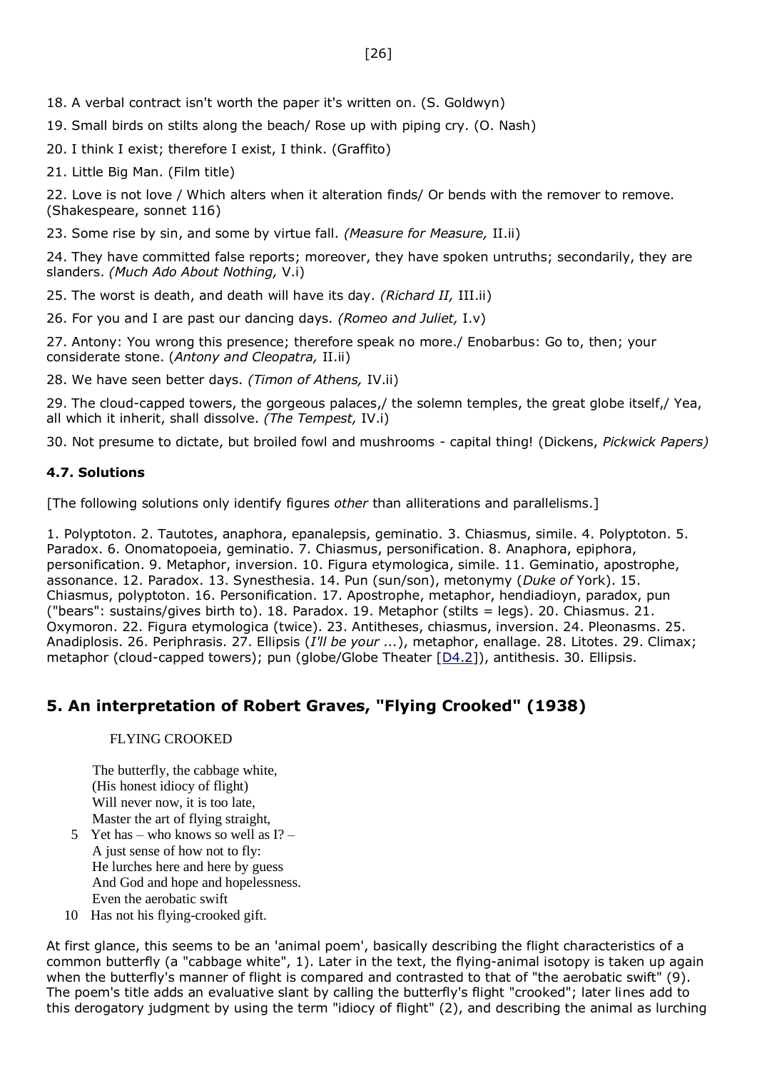18. A verbal contract isn't worth the paper it's written on. (S. Goldwyn)

19. Small birds on stilts along the beach/ Rose up with piping cry. (O. Nash)

20. I think I exist; therefore I exist, I think. (Graffito)

21. Little Big Man. (Film title)

22. Love is not love / Which alters when it alteration finds/ Or bends with the remover to remove. (Shakespeare, sonnet 116)

23. Some rise by sin, and some by virtue fall. *(Measure for Measure,* II.ii)

24. They have committed false reports; moreover, they have spoken untruths; secondarily, they are slanders. *(Much Ado About Nothing,* V.i)

25. The worst is death, and death will have its day. *(Richard II,* III.ii)

26. For you and I are past our dancing days. *(Romeo and Juliet,* I.v)

27. Antony: You wrong this presence; therefore speak no more./ Enobarbus: Go to, then; your considerate stone. (*Antony and Cleopatra,* II.ii)

28. We have seen better days. *(Timon of Athens,* IV.ii)

29. The cloud-capped towers, the gorgeous palaces,/ the solemn temples, the great globe itself,/ Yea, all which it inherit, shall dissolve. *(The Tempest,* IV.i)

30. Not presume to dictate, but broiled fowl and mushrooms - capital thing! (Dickens, *Pickwick Papers)*

### 4.7. Solutions

[The following solutions only identify figures *other* than alliterations and parallelisms.]

1. Polyptoton. 2. Tautotes, anaphora, epanalepsis, geminatio. 3. Chiasmus, simile. 4. Polyptoton. 5. Paradox. 6. Onomatopoeia, geminatio. 7. Chiasmus, personification. 8. Anaphora, epiphora, personification. 9. Metaphor, inversion. 10. Figura etymologica, simile. 11. Geminatio, apostrophe, assonance. 12. Paradox. 13. Synesthesia. 14. Pun (sun/son), metonymy (*Duke of* York). 15. Chiasmus, polyptoton. 16. Personification. 17. Apostrophe, metaphor, hendiadioyn, paradox, pun ("bears": sustains/gives birth to). 18. Paradox. 19. Metaphor (stilts = legs). 20. Chiasmus. 21. Oxymoron. 22. Figura etymologica (twice). 23. Antitheses, chiasmus, inversion. 24. Pleonasms. 25. Anadiplosis. 26. Periphrasis. 27. Ellipsis (*I'll be your ...*), metaphor, enallage. 28. Litotes. 29. Climax; metaphor (cloud-capped towers); pun (globe/Globe Theater [D4.2]), antithesis. 30. Ellipsis.

## 5. An interpretation of Robert Graves, "Flying Crooked" (1938)

FLYING CROOKED

The butterfly, the cabbage white,  
(His honest idiocy of flight)  
Will never now, it is too late,  
Master the art of flying straight,  
5 Yet has – who knows so well as I? –  
A just sense of how not to fly:  
He lurches here and here by guess  
And God and hope and hopelessness.  
Even the aerobatic swift  
10 Has not his flying-crooked gift.

At first glance, this seems to be an 'animal poem', basically describing the flight characteristics of a common butterfly (a "cabbage white", 1). Later in the text, the flying-animal isotopy is taken up again when the butterfly's manner of flight is compared and contrasted to that of "the aerobatic swift" (9). The poem's title adds an evaluative slant by calling the butterfly's flight "crooked"; later lines add to this derogatory judgment by using the term "idiocy of flight" (2), and describing the animal as lurching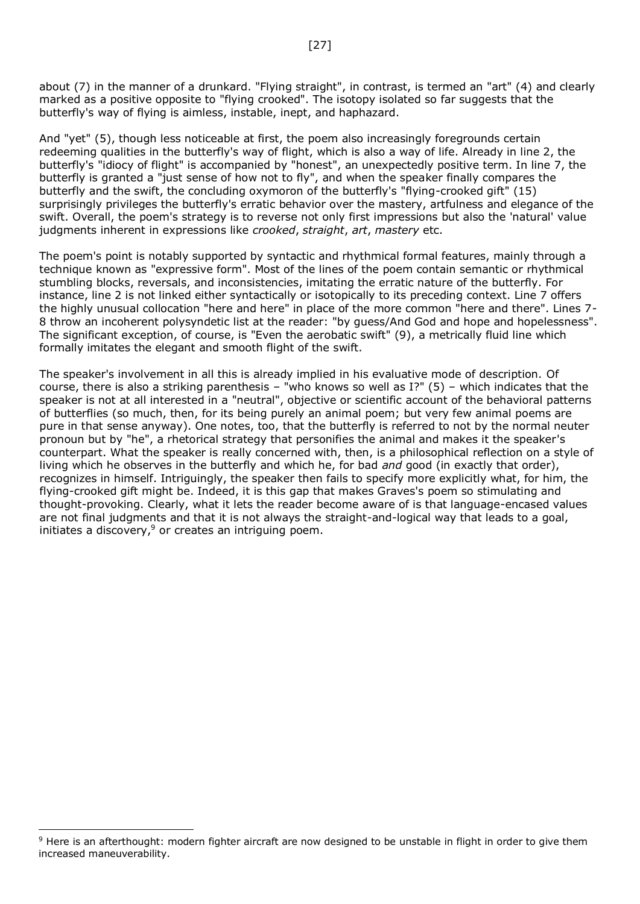about (7) in the manner of a drunkard. "Flying straight", in contrast, is termed an "art" (4) and clearly marked as a positive opposite to "flying crooked". The isotopy isolated so far suggests that the butterfly's way of flying is aimless, instable, inept, and haphazard.

And "yet" (5), though less noticeable at first, the poem also increasingly foregrounds certain redeeming qualities in the butterfly's way of flight, which is also a way of life. Already in line 2, the butterfly's "idiocy of flight" is accompanied by "honest", an unexpectedly positive term. In line 7, the butterfly is granted a "just sense of how not to fly", and when the speaker finally compares the butterfly and the swift, the concluding oxymoron of the butterfly's "flying-crooked gift" (15) surprisingly privileges the butterfly's erratic behavior over the mastery, artfulness and elegance of the swift. Overall, the poem's strategy is to reverse not only first impressions but also the 'natural' value judgments inherent in expressions like *crooked*, *straight*, *art*, *mastery* etc.

The poem's point is notably supported by syntactic and rhythmical formal features, mainly through a technique known as "expressive form". Most of the lines of the poem contain semantic or rhythmical stumbling blocks, reversals, and inconsistencies, imitating the erratic nature of the butterfly. For instance, line 2 is not linked either syntactically or isotopically to its preceding context. Line 7 offers the highly unusual collocation "here and here" in place of the more common "here and there". Lines 7-8 throw an incoherent polysyndetic list at the reader: "by guess/And God and hope and hopelessness". The significant exception, of course, is "Even the aerobatic swift" (9), a metrically fluid line which formally imitates the elegant and smooth flight of the swift.

The speaker's involvement in all this is already implied in his evaluative mode of description. Of course, there is also a striking parenthesis – "who knows so well as I?" (5) – which indicates that the speaker is not at all interested in a "neutral", objective or scientific account of the behavioral patterns of butterflies (so much, then, for its being purely an animal poem; but very few animal poems are pure in that sense anyway). One notes, too, that the butterfly is referred to not by the normal neuter pronoun but by "he", a rhetorical strategy that personifies the animal and makes it the speaker's counterpart. What the speaker is really concerned with, then, is a philosophical reflection on a style of living which he observes in the butterfly and which he, for bad *and* good (in exactly that order), recognizes in himself. Intriguingly, the speaker then fails to specify more explicitly what, for him, the flying-crooked gift might be. Indeed, it is this gap that makes Graves's poem so stimulating and thought-provoking. Clearly, what it lets the reader become aware of is that language-encased values are not final judgments and that it is not always the straight-and-logical way that leads to a goal, initiates a discovery,[9] or creates an intriguing poem.

---

[9] Here is an afterthought: modern fighter aircraft are now designed to be unstable in flight in order to give them increased maneuverability.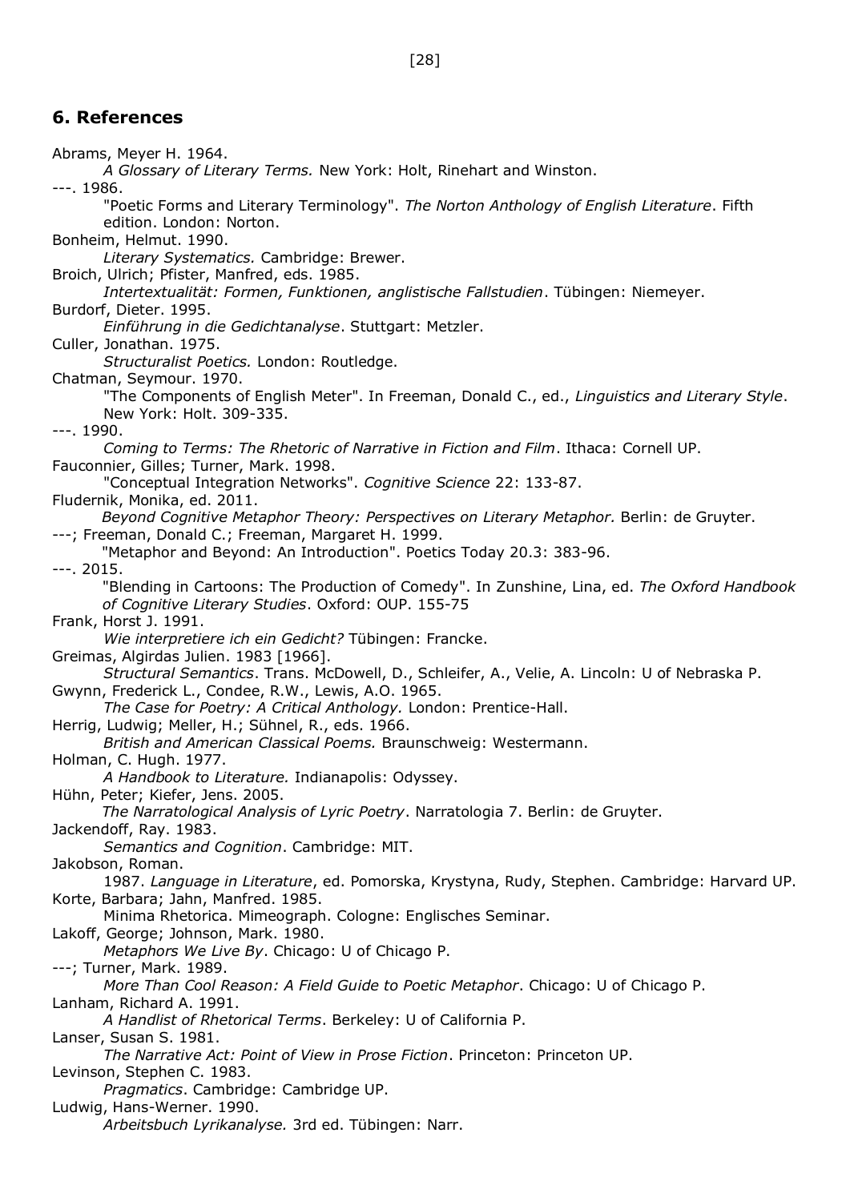## 6. References

Abrams, Meyer H. 1964.
*A Glossary of Literary Terms.* New York: Holt, Rinehart and Winston.

---. 1986.
"Poetic Forms and Literary Terminology". *The Norton Anthology of English Literature*. Fifth edition. London: Norton.

Bonheim, Helmut. 1990.
*Literary Systematics.* Cambridge: Brewer.

Broich, Ulrich; Pfister, Manfred, eds. 1985.
*Intertextualität: Formen, Funktionen, anglistische Fallstudien*. Tübingen: Niemeyer.

Burdorf, Dieter. 1995.
*Einführung in die Gedichtanalyse*. Stuttgart: Metzler.

Culler, Jonathan. 1975.
*Structuralist Poetics.* London: Routledge.

Chatman, Seymour. 1970.
"The Components of English Meter". In Freeman, Donald C., ed., *Linguistics and Literary Style*. New York: Holt. 309-335.

---. 1990.
*Coming to Terms: The Rhetoric of Narrative in Fiction and Film*. Ithaca: Cornell UP.

Fauconnier, Gilles; Turner, Mark. 1998.
"Conceptual Integration Networks". *Cognitive Science* 22: 133-87.

Fludernik, Monika, ed. 2011.
*Beyond Cognitive Metaphor Theory: Perspectives on Literary Metaphor.* Berlin: de Gruyter.

---; Freeman, Donald C.; Freeman, Margaret H. 1999.
"Metaphor and Beyond: An Introduction". Poetics Today 20.3: 383-96.

---. 2015.
"Blending in Cartoons: The Production of Comedy". In Zunshine, Lina, ed. *The Oxford Handbook of Cognitive Literary Studies*. Oxford: OUP. 155-75

Frank, Horst J. 1991.
*Wie interpretiere ich ein Gedicht?* Tübingen: Francke.

Greimas, Algirdas Julien. 1983 [1966].
*Structural Semantics*. Trans. McDowell, D., Schleifer, A., Velie, A. Lincoln: U of Nebraska P.

Gwynn, Frederick L., Condee, R.W., Lewis, A.O. 1965.
*The Case for Poetry: A Critical Anthology.* London: Prentice-Hall.

Herrig, Ludwig; Meller, H.; Sühnel, R., eds. 1966.
*British and American Classical Poems.* Braunschweig: Westermann.

Holman, C. Hugh. 1977.
*A Handbook to Literature.* Indianapolis: Odyssey.

Hühn, Peter; Kiefer, Jens. 2005.
*The Narratological Analysis of Lyric Poetry*. Narratologia 7. Berlin: de Gruyter.

Jackendoff, Ray. 1983.
*Semantics and Cognition*. Cambridge: MIT.

Jakobson, Roman.
1987. *Language in Literature*, ed. Pomorska, Krystyna, Rudy, Stephen. Cambridge: Harvard UP.

Korte, Barbara; Jahn, Manfred. 1985.
Minima Rhetorica. Mimeograph. Cologne: Englisches Seminar.

Lakoff, George; Johnson, Mark. 1980.
*Metaphors We Live By*. Chicago: U of Chicago P.

---; Turner, Mark. 1989.
*More Than Cool Reason: A Field Guide to Poetic Metaphor*. Chicago: U of Chicago P.

Lanham, Richard A. 1991.
*A Handlist of Rhetorical Terms*. Berkeley: U of California P.

Lanser, Susan S. 1981.
*The Narrative Act: Point of View in Prose Fiction*. Princeton: Princeton UP.

Levinson, Stephen C. 1983.
*Pragmatics*. Cambridge: Cambridge UP.

Ludwig, Hans-Werner. 1990.
*Arbeitsbuch Lyrikanalyse.* 3rd ed. Tübingen: Narr.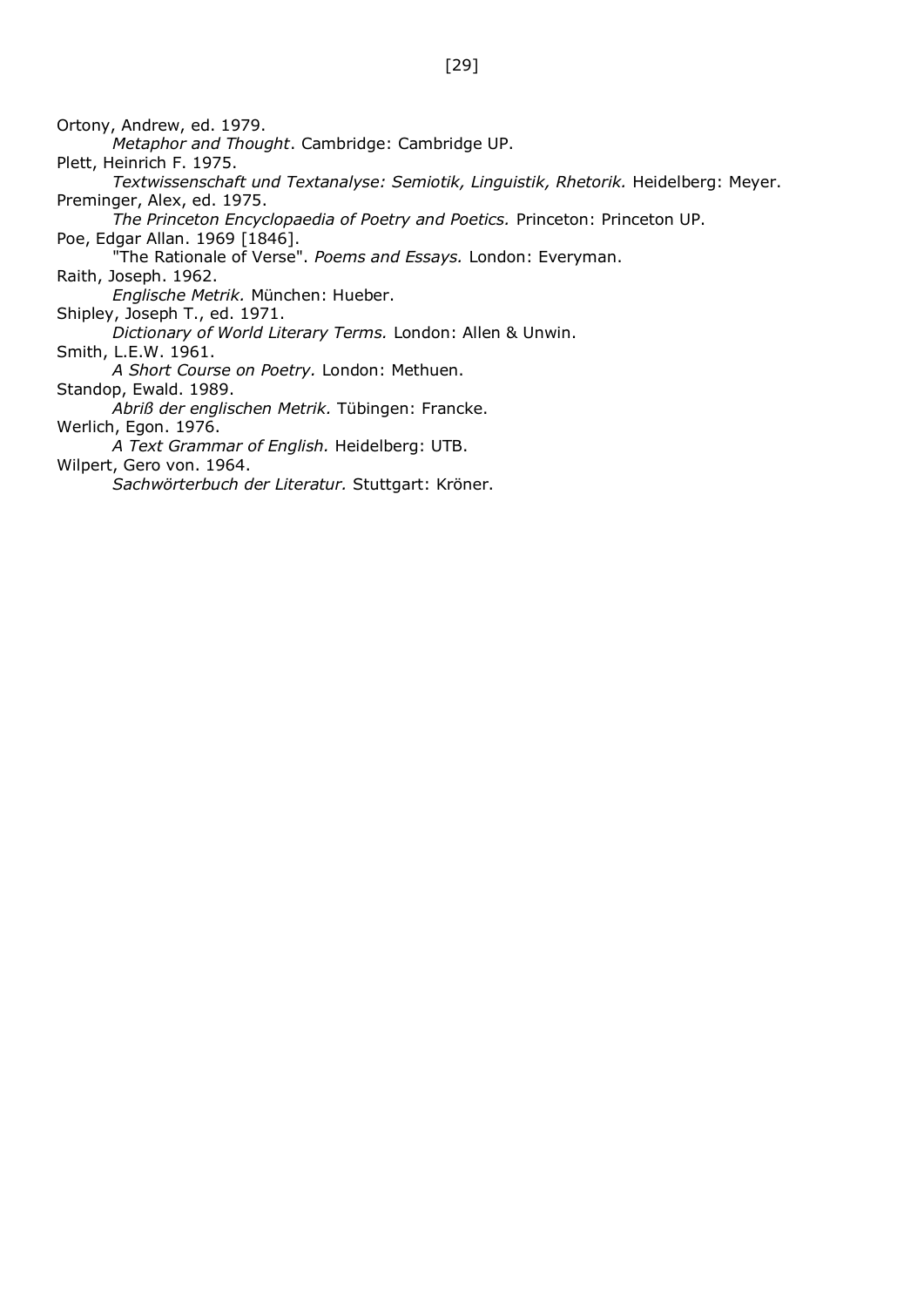Ortony, Andrew, ed. 1979.
*Metaphor and Thought*. Cambridge: Cambridge UP.

Plett, Heinrich F. 1975.
*Textwissenschaft und Textanalyse: Semiotik, Linguistik, Rhetorik.* Heidelberg: Meyer.

Preminger, Alex, ed. 1975.
*The Princeton Encyclopaedia of Poetry and Poetics.* Princeton: Princeton UP.

Poe, Edgar Allan. 1969 [1846].
"The Rationale of Verse". *Poems and Essays.* London: Everyman.

Raith, Joseph. 1962.
*Englische Metrik.* München: Hueber.

Shipley, Joseph T., ed. 1971.
*Dictionary of World Literary Terms.* London: Allen & Unwin.

Smith, L.E.W. 1961.
*A Short Course on Poetry.* London: Methuen.

Standop, Ewald. 1989.
*Abriß der englischen Metrik.* Tübingen: Francke.

Werlich, Egon. 1976.
*A Text Grammar of English.* Heidelberg: UTB.

Wilpert, Gero von. 1964.
*Sachwörterbuch der Literatur.* Stuttgart: Kröner.